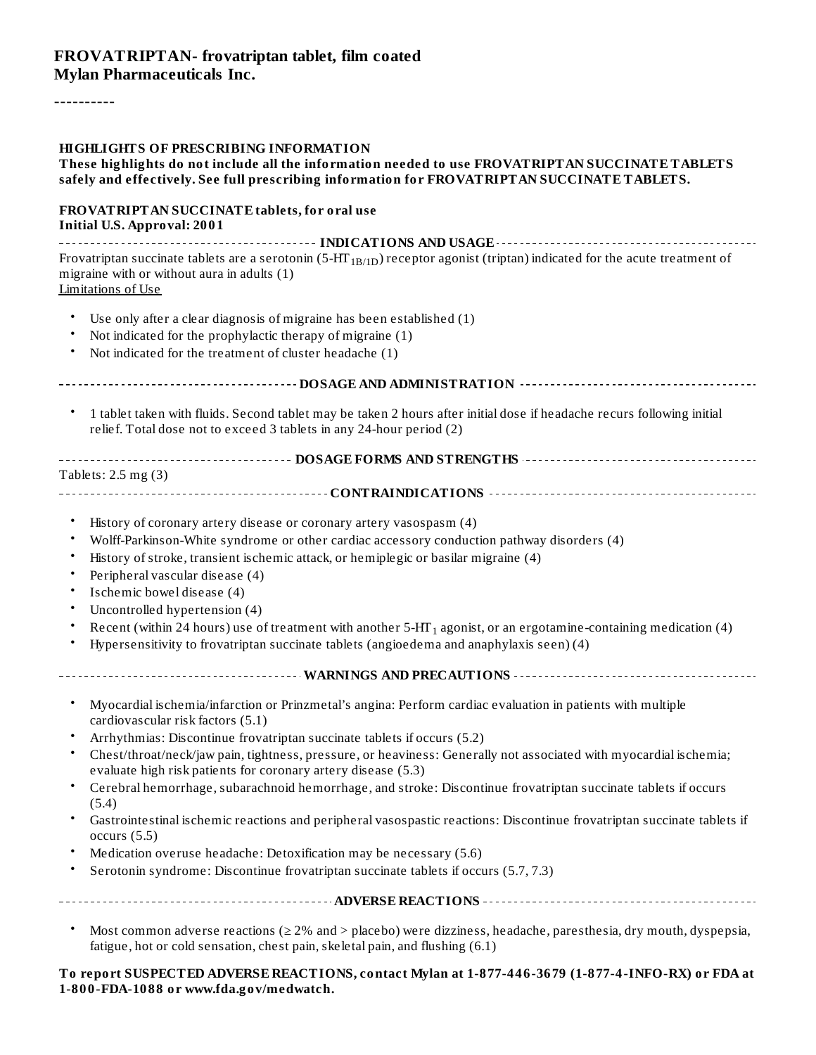# FROVATRIPTAN- frovatriptan tablet, film coated
## Mylan Pharmaceuticals Inc.

----------

**HIGHLIGHTS OF PRESCRIBING INFORMATION**

**These highlights do not include all the information needed to use FROVATRIPTAN SUCCINATE TABLETS safely and effectively. See full prescribing information for FROVATRIPTAN SUCCINATE TABLETS.**

**FROVATRIPTAN SUCCINATE tablets, for oral use**
**Initial U.S. Approval: 2001**

**INDICATIONS AND USAGE**

Frovatriptan succinate tablets are a serotonin ($5\text{-}HT_{1B/1D}$) receptor agonist (triptan) indicated for the acute treatment of migraine with or without aura in adults (1)

Limitations of Use

- Use only after a clear diagnosis of migraine has been established (1)
- Not indicated for the prophylactic therapy of migraine (1)
- Not indicated for the treatment of cluster headache (1)

**DOSAGE AND ADMINISTRATION**

- 1 tablet taken with fluids. Second tablet may be taken 2 hours after initial dose if headache recurs following initial relief. Total dose not to exceed 3 tablets in any 24-hour period (2)

**DOSAGE FORMS AND STRENGTHS**

Tablets: 2.5 mg (3)

**CONTRAINDICATIONS**

- History of coronary artery disease or coronary artery vasospasm (4)
- Wolff-Parkinson-White syndrome or other cardiac accessory conduction pathway disorders (4)
- History of stroke, transient ischemic attack, or hemiplegic or basilar migraine (4)
- Peripheral vascular disease (4)
- Ischemic bowel disease (4)
- Uncontrolled hypertension (4)
- Recent (within 24 hours) use of treatment with another $5\text{-}HT_1$ agonist, or an ergotamine-containing medication (4)
- Hypersensitivity to frovatriptan succinate tablets (angioedema and anaphylaxis seen) (4)

**WARNINGS AND PRECAUTIONS**

- Myocardial ischemia/infarction or Prinzmetal's angina: Perform cardiac evaluation in patients with multiple cardiovascular risk factors (5.1)
- Arrhythmias: Discontinue frovatriptan succinate tablets if occurs (5.2)
- Chest/throat/neck/jaw pain, tightness, pressure, or heaviness: Generally not associated with myocardial ischemia; evaluate high risk patients for coronary artery disease (5.3)
- Cerebral hemorrhage, subarachnoid hemorrhage, and stroke: Discontinue frovatriptan succinate tablets if occurs (5.4)
- Gastrointestinal ischemic reactions and peripheral vasospastic reactions: Discontinue frovatriptan succinate tablets if occurs (5.5)
- Medication overuse headache: Detoxification may be necessary (5.6)
- Serotonin syndrome: Discontinue frovatriptan succinate tablets if occurs (5.7, 7.3)

**ADVERSE REACTIONS**

- Most common adverse reactions (≥ 2% and > placebo) were dizziness, headache, paresthesia, dry mouth, dyspepsia, fatigue, hot or cold sensation, chest pain, skeletal pain, and flushing (6.1)

**To report SUSPECTED ADVERSE REACTIONS, contact Mylan at 1-877-446-3679 (1-877-4-INFO-RX) or FDA at 1-800-FDA-1088 or www.fda.gov/medwatch.**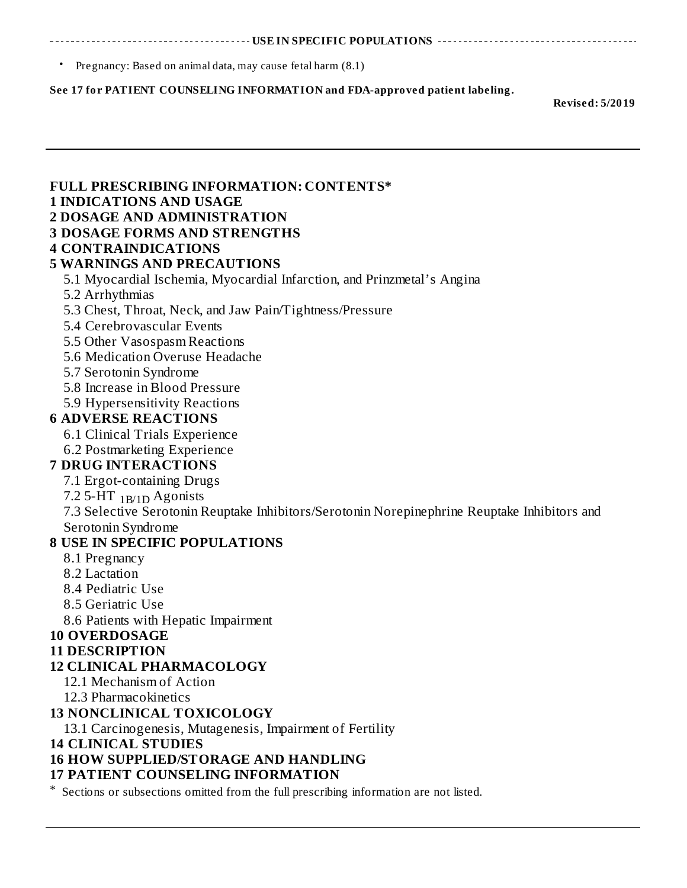## USE IN SPECIFIC POPULATIONS

- Pregnancy: Based on animal data, may cause fetal harm (8.1)

**See 17 for PATIENT COUNSELING INFORMATION and FDA-approved patient labeling.**

**Revised: 5/2019**

---

## FULL PRESCRIBING INFORMATION: CONTENTS*

**1 INDICATIONS AND USAGE**

**2 DOSAGE AND ADMINISTRATION**

**3 DOSAGE FORMS AND STRENGTHS**

**4 CONTRAINDICATIONS**

**5 WARNINGS AND PRECAUTIONS**

5.1 Myocardial Ischemia, Myocardial Infarction, and Prinzmetal's Angina
5.2 Arrhythmias
5.3 Chest, Throat, Neck, and Jaw Pain/Tightness/Pressure
5.4 Cerebrovascular Events
5.5 Other Vasospasm Reactions
5.6 Medication Overuse Headache
5.7 Serotonin Syndrome
5.8 Increase in Blood Pressure
5.9 Hypersensitivity Reactions

**6 ADVERSE REACTIONS**

6.1 Clinical Trials Experience
6.2 Postmarketing Experience

**7 DRUG INTERACTIONS**

7.1 Ergot-containing Drugs
7.2 5-HT $_{1B/1D}$ Agonists
7.3 Selective Serotonin Reuptake Inhibitors/Serotonin Norepinephrine Reuptake Inhibitors and Serotonin Syndrome

**8 USE IN SPECIFIC POPULATIONS**

8.1 Pregnancy
8.2 Lactation
8.4 Pediatric Use
8.5 Geriatric Use
8.6 Patients with Hepatic Impairment

**10 OVERDOSAGE**

**11 DESCRIPTION**

**12 CLINICAL PHARMACOLOGY**

12.1 Mechanism of Action
12.3 Pharmacokinetics

**13 NONCLINICAL TOXICOLOGY**

13.1 Carcinogenesis, Mutagenesis, Impairment of Fertility

**14 CLINICAL STUDIES**

**16 HOW SUPPLIED/STORAGE AND HANDLING**

**17 PATIENT COUNSELING INFORMATION**

* Sections or subsections omitted from the full prescribing information are not listed.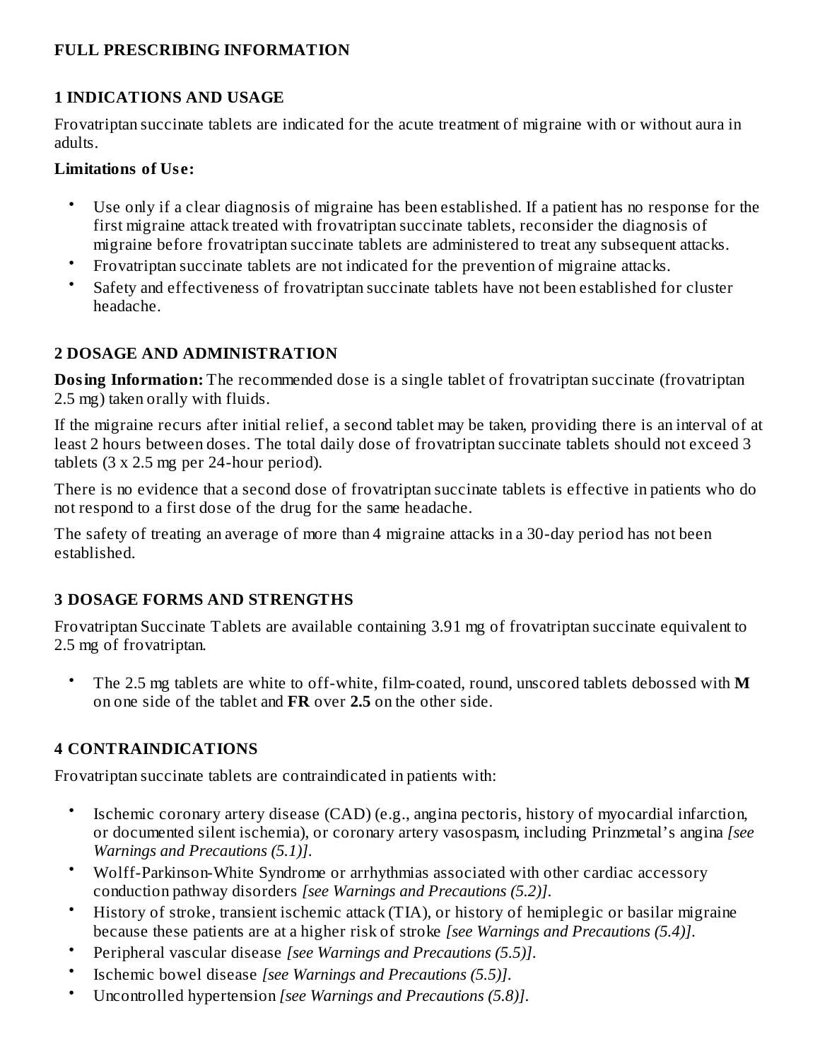# FULL PRESCRIBING INFORMATION

## 1 INDICATIONS AND USAGE

Frovatriptan succinate tablets are indicated for the acute treatment of migraine with or without aura in adults.

**Limitations of Use:**

- Use only if a clear diagnosis of migraine has been established. If a patient has no response for the first migraine attack treated with frovatriptan succinate tablets, reconsider the diagnosis of migraine before frovatriptan succinate tablets are administered to treat any subsequent attacks.
- Frovatriptan succinate tablets are not indicated for the prevention of migraine attacks.
- Safety and effectiveness of frovatriptan succinate tablets have not been established for cluster headache.

## 2 DOSAGE AND ADMINISTRATION

**Dosing Information:** The recommended dose is a single tablet of frovatriptan succinate (frovatriptan 2.5 mg) taken orally with fluids.

If the migraine recurs after initial relief, a second tablet may be taken, providing there is an interval of at least 2 hours between doses. The total daily dose of frovatriptan succinate tablets should not exceed 3 tablets (3 x 2.5 mg per 24-hour period).

There is no evidence that a second dose of frovatriptan succinate tablets is effective in patients who do not respond to a first dose of the drug for the same headache.

The safety of treating an average of more than 4 migraine attacks in a 30-day period has not been established.

## 3 DOSAGE FORMS AND STRENGTHS

Frovatriptan Succinate Tablets are available containing 3.91 mg of frovatriptan succinate equivalent to 2.5 mg of frovatriptan.

- The 2.5 mg tablets are white to off-white, film-coated, round, unscored tablets debossed with **M** on one side of the tablet and **FR** over **2.5** on the other side.

## 4 CONTRAINDICATIONS

Frovatriptan succinate tablets are contraindicated in patients with:

- Ischemic coronary artery disease (CAD) (e.g., angina pectoris, history of myocardial infarction, or documented silent ischemia), or coronary artery vasospasm, including Prinzmetal's angina *[see Warnings and Precautions (5.1)]*.
- Wolff-Parkinson-White Syndrome or arrhythmias associated with other cardiac accessory conduction pathway disorders *[see Warnings and Precautions (5.2)]*.
- History of stroke, transient ischemic attack (TIA), or history of hemiplegic or basilar migraine because these patients are at a higher risk of stroke *[see Warnings and Precautions (5.4)]*.
- Peripheral vascular disease *[see Warnings and Precautions (5.5)]*.
- Ischemic bowel disease *[see Warnings and Precautions (5.5)]*.
- Uncontrolled hypertension *[see Warnings and Precautions (5.8)]*.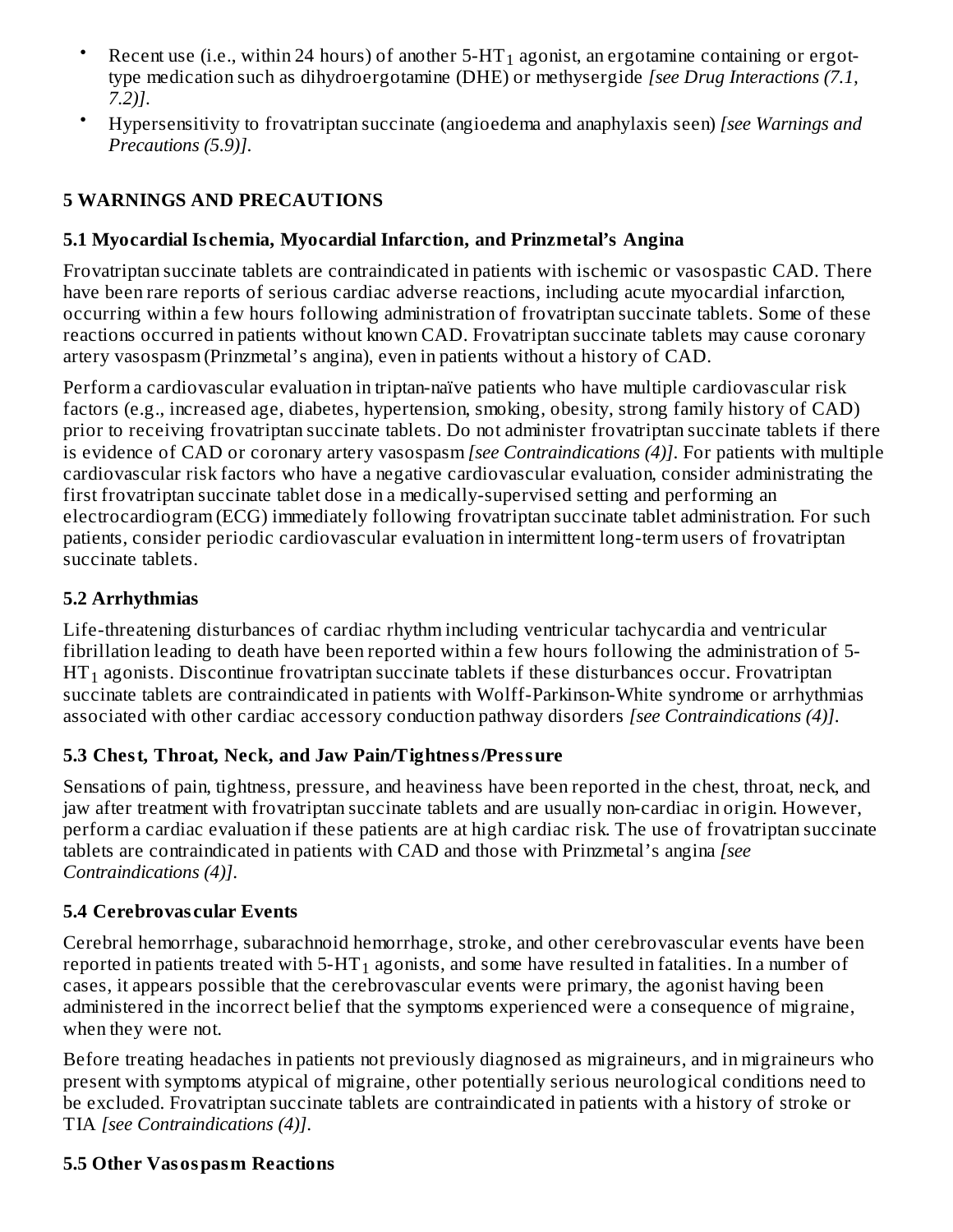- Recent use (i.e., within 24 hours) of another 5-$HT_1$ agonist, an ergotamine containing or ergot-type medication such as dihydroergotamine (DHE) or methysergide *[see Drug Interactions (7.1, 7.2)]*.
- Hypersensitivity to frovatriptan succinate (angioedema and anaphylaxis seen) *[see Warnings and Precautions (5.9)]*.

## 5 WARNINGS AND PRECAUTIONS

### 5.1 Myocardial Ischemia, Myocardial Infarction, and Prinzmetal's Angina

Frovatriptan succinate tablets are contraindicated in patients with ischemic or vasospastic CAD. There have been rare reports of serious cardiac adverse reactions, including acute myocardial infarction, occurring within a few hours following administration of frovatriptan succinate tablets. Some of these reactions occurred in patients without known CAD. Frovatriptan succinate tablets may cause coronary artery vasospasm (Prinzmetal's angina), even in patients without a history of CAD.

Perform a cardiovascular evaluation in triptan-naïve patients who have multiple cardiovascular risk factors (e.g., increased age, diabetes, hypertension, smoking, obesity, strong family history of CAD) prior to receiving frovatriptan succinate tablets. Do not administer frovatriptan succinate tablets if there is evidence of CAD or coronary artery vasospasm *[see Contraindications (4)]*. For patients with multiple cardiovascular risk factors who have a negative cardiovascular evaluation, consider administrating the first frovatriptan succinate tablet dose in a medically-supervised setting and performing an electrocardiogram (ECG) immediately following frovatriptan succinate tablet administration. For such patients, consider periodic cardiovascular evaluation in intermittent long-term users of frovatriptan succinate tablets.

### 5.2 Arrhythmias

Life-threatening disturbances of cardiac rhythm including ventricular tachycardia and ventricular fibrillation leading to death have been reported within a few hours following the administration of 5-$HT_1$ agonists. Discontinue frovatriptan succinate tablets if these disturbances occur. Frovatriptan succinate tablets are contraindicated in patients with Wolff-Parkinson-White syndrome or arrhythmias associated with other cardiac accessory conduction pathway disorders *[see Contraindications (4)]*.

### 5.3 Chest, Throat, Neck, and Jaw Pain/Tightness/Pressure

Sensations of pain, tightness, pressure, and heaviness have been reported in the chest, throat, neck, and jaw after treatment with frovatriptan succinate tablets and are usually non-cardiac in origin. However, perform a cardiac evaluation if these patients are at high cardiac risk. The use of frovatriptan succinate tablets are contraindicated in patients with CAD and those with Prinzmetal's angina *[see Contraindications (4)]*.

### 5.4 Cerebrovascular Events

Cerebral hemorrhage, subarachnoid hemorrhage, stroke, and other cerebrovascular events have been reported in patients treated with 5-$HT_1$ agonists, and some have resulted in fatalities. In a number of cases, it appears possible that the cerebrovascular events were primary, the agonist having been administered in the incorrect belief that the symptoms experienced were a consequence of migraine, when they were not.

Before treating headaches in patients not previously diagnosed as migraineurs, and in migraineurs who present with symptoms atypical of migraine, other potentially serious neurological conditions need to be excluded. Frovatriptan succinate tablets are contraindicated in patients with a history of stroke or TIA *[see Contraindications (4)]*.

### 5.5 Other Vasospasm Reactions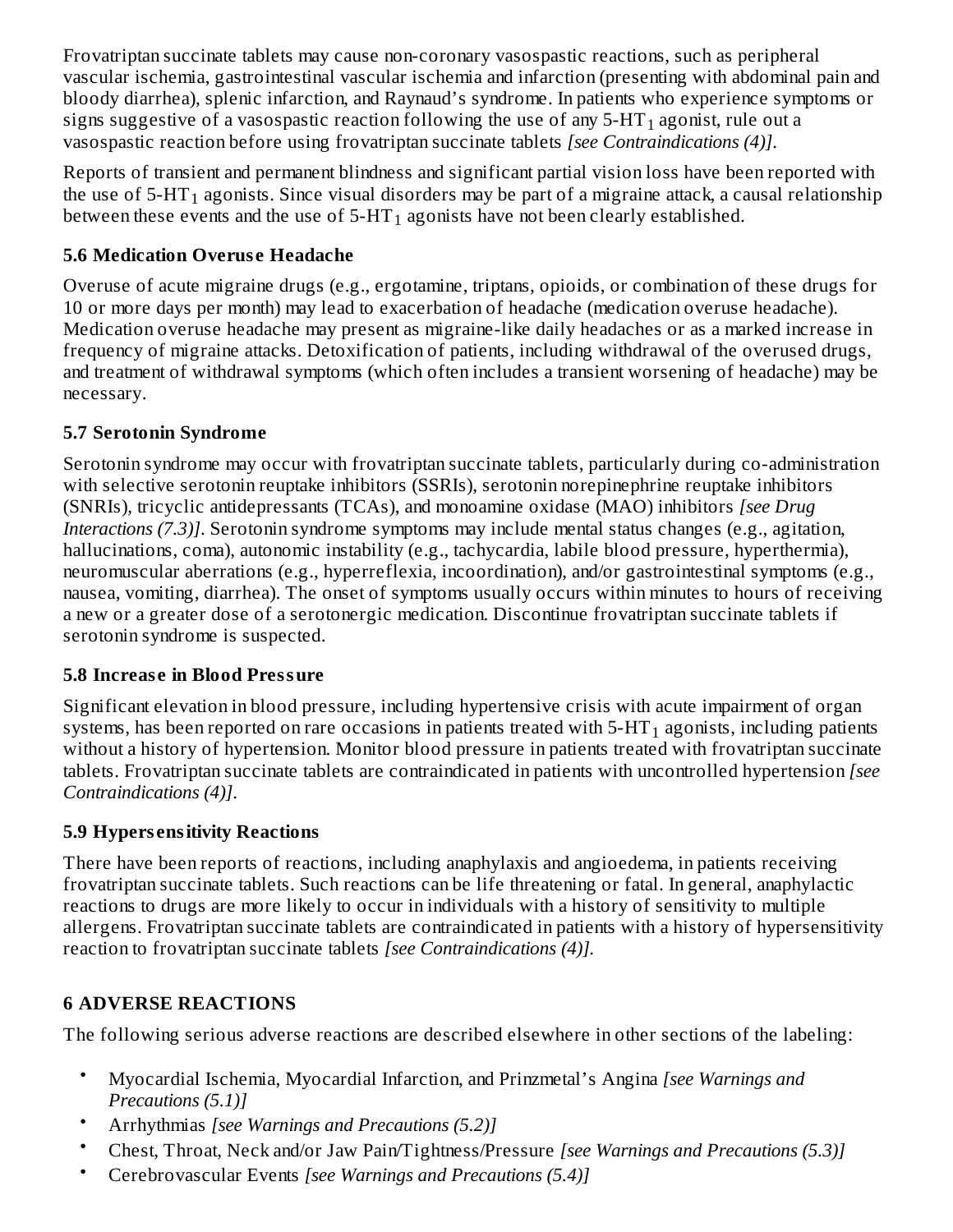Frovatriptan succinate tablets may cause non-coronary vasospastic reactions, such as peripheral vascular ischemia, gastrointestinal vascular ischemia and infarction (presenting with abdominal pain and bloody diarrhea), splenic infarction, and Raynaud's syndrome. In patients who experience symptoms or signs suggestive of a vasospastic reaction following the use of any 5-$HT_1$ agonist, rule out a vasospastic reaction before using frovatriptan succinate tablets *[see Contraindications (4)]*.

Reports of transient and permanent blindness and significant partial vision loss have been reported with the use of 5-$HT_1$ agonists. Since visual disorders may be part of a migraine attack, a causal relationship between these events and the use of 5-$HT_1$ agonists have not been clearly established.

### 5.6 Medication Overuse Headache

Overuse of acute migraine drugs (e.g., ergotamine, triptans, opioids, or combination of these drugs for 10 or more days per month) may lead to exacerbation of headache (medication overuse headache). Medication overuse headache may present as migraine-like daily headaches or as a marked increase in frequency of migraine attacks. Detoxification of patients, including withdrawal of the overused drugs, and treatment of withdrawal symptoms (which often includes a transient worsening of headache) may be necessary.

### 5.7 Serotonin Syndrome

Serotonin syndrome may occur with frovatriptan succinate tablets, particularly during co-administration with selective serotonin reuptake inhibitors (SSRIs), serotonin norepinephrine reuptake inhibitors (SNRIs), tricyclic antidepressants (TCAs), and monoamine oxidase (MAO) inhibitors *[see Drug Interactions (7.3)]*. Serotonin syndrome symptoms may include mental status changes (e.g., agitation, hallucinations, coma), autonomic instability (e.g., tachycardia, labile blood pressure, hyperthermia), neuromuscular aberrations (e.g., hyperreflexia, incoordination), and/or gastrointestinal symptoms (e.g., nausea, vomiting, diarrhea). The onset of symptoms usually occurs within minutes to hours of receiving a new or a greater dose of a serotonergic medication. Discontinue frovatriptan succinate tablets if serotonin syndrome is suspected.

### 5.8 Increase in Blood Pressure

Significant elevation in blood pressure, including hypertensive crisis with acute impairment of organ systems, has been reported on rare occasions in patients treated with 5-$HT_1$ agonists, including patients without a history of hypertension. Monitor blood pressure in patients treated with frovatriptan succinate tablets. Frovatriptan succinate tablets are contraindicated in patients with uncontrolled hypertension *[see Contraindications (4)]*.

### 5.9 Hypersensitivity Reactions

There have been reports of reactions, including anaphylaxis and angioedema, in patients receiving frovatriptan succinate tablets. Such reactions can be life threatening or fatal. In general, anaphylactic reactions to drugs are more likely to occur in individuals with a history of sensitivity to multiple allergens. Frovatriptan succinate tablets are contraindicated in patients with a history of hypersensitivity reaction to frovatriptan succinate tablets *[see Contraindications (4)]*.

## 6 ADVERSE REACTIONS

The following serious adverse reactions are described elsewhere in other sections of the labeling:

- Myocardial Ischemia, Myocardial Infarction, and Prinzmetal's Angina *[see Warnings and Precautions (5.1)]*
- Arrhythmias *[see Warnings and Precautions (5.2)]*
- Chest, Throat, Neck and/or Jaw Pain/Tightness/Pressure *[see Warnings and Precautions (5.3)]*
- Cerebrovascular Events *[see Warnings and Precautions (5.4)]*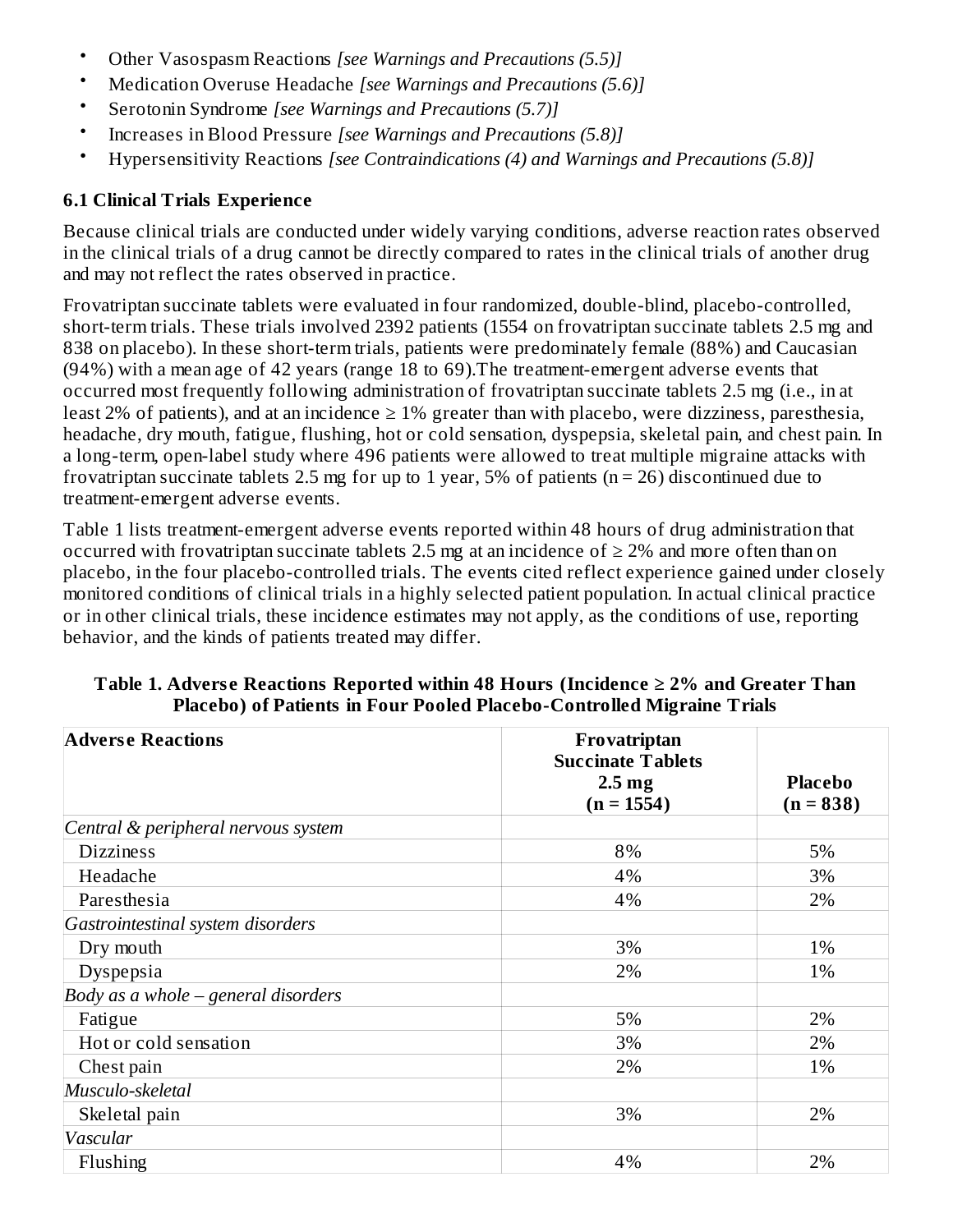- Other Vasospasm Reactions *[see Warnings and Precautions (5.5)]*
- Medication Overuse Headache *[see Warnings and Precautions (5.6)]*
- Serotonin Syndrome *[see Warnings and Precautions (5.7)]*
- Increases in Blood Pressure *[see Warnings and Precautions (5.8)]*
- Hypersensitivity Reactions *[see Contraindications (4) and Warnings and Precautions (5.8)]*

### 6.1 Clinical Trials Experience

Because clinical trials are conducted under widely varying conditions, adverse reaction rates observed in the clinical trials of a drug cannot be directly compared to rates in the clinical trials of another drug and may not reflect the rates observed in practice.

Frovatriptan succinate tablets were evaluated in four randomized, double-blind, placebo-controlled, short-term trials. These trials involved 2392 patients (1554 on frovatriptan succinate tablets 2.5 mg and 838 on placebo). In these short-term trials, patients were predominately female (88%) and Caucasian (94%) with a mean age of 42 years (range 18 to 69).The treatment-emergent adverse events that occurred most frequently following administration of frovatriptan succinate tablets 2.5 mg (i.e., in at least 2% of patients), and at an incidence ≥ 1% greater than with placebo, were dizziness, paresthesia, headache, dry mouth, fatigue, flushing, hot or cold sensation, dyspepsia, skeletal pain, and chest pain. In a long-term, open-label study where 496 patients were allowed to treat multiple migraine attacks with frovatriptan succinate tablets 2.5 mg for up to 1 year, 5% of patients (n = 26) discontinued due to treatment-emergent adverse events.

Table 1 lists treatment-emergent adverse events reported within 48 hours of drug administration that occurred with frovatriptan succinate tablets 2.5 mg at an incidence of ≥ 2% and more often than on placebo, in the four placebo-controlled trials. The events cited reflect experience gained under closely monitored conditions of clinical trials in a highly selected patient population. In actual clinical practice or in other clinical trials, these incidence estimates may not apply, as the conditions of use, reporting behavior, and the kinds of patients treated may differ.

**Table 1. Adverse Reactions Reported within 48 Hours (Incidence ≥ 2% and Greater Than Placebo) of Patients in Four Pooled Placebo-Controlled Migraine Trials**

| Adverse Reactions | Frovatriptan Succinate Tablets 2.5 mg (n = 1554) | Placebo (n = 838) |
|---|---|---|
| *Central & peripheral nervous system* | | |
| Dizziness | 8% | 5% |
| Headache | 4% | 3% |
| Paresthesia | 4% | 2% |
| *Gastrointestinal system disorders* | | |
| Dry mouth | 3% | 1% |
| Dyspepsia | 2% | 1% |
| *Body as a whole – general disorders* | | |
| Fatigue | 5% | 2% |
| Hot or cold sensation | 3% | 2% |
| Chest pain | 2% | 1% |
| *Musculo-skeletal* | | |
| Skeletal pain | 3% | 2% |
| *Vascular* | | |
| Flushing | 4% | 2% |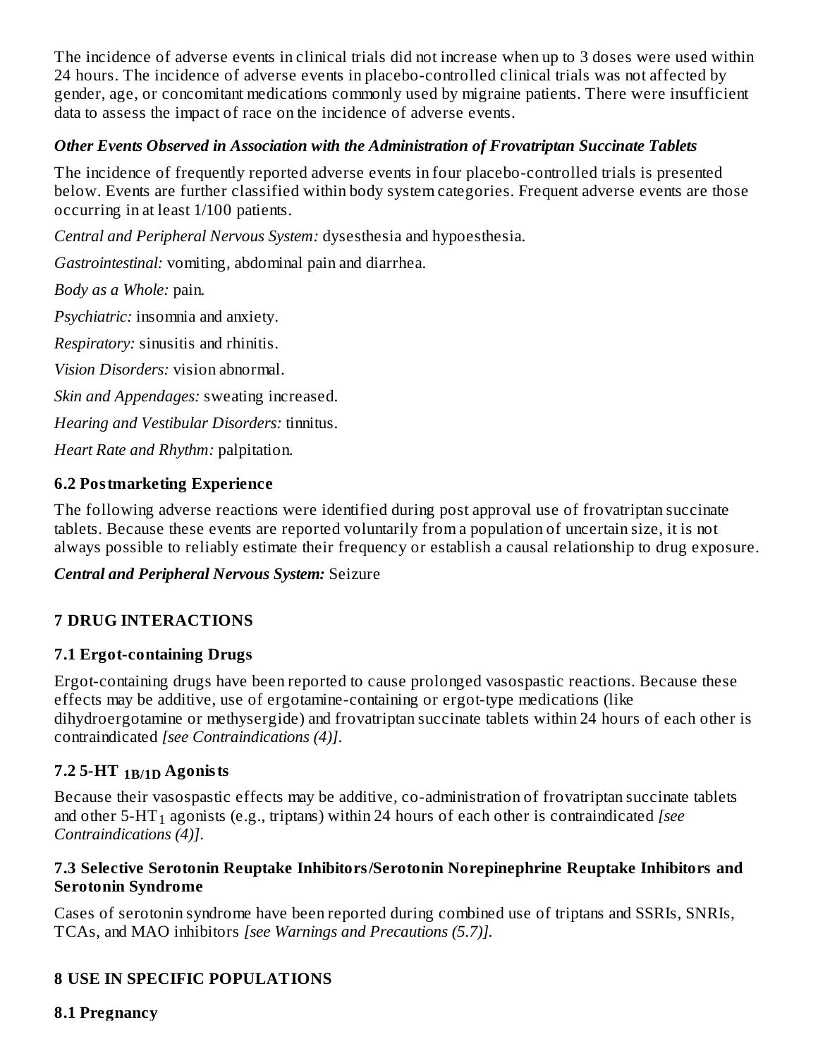The incidence of adverse events in clinical trials did not increase when up to 3 doses were used within 24 hours. The incidence of adverse events in placebo-controlled clinical trials was not affected by gender, age, or concomitant medications commonly used by migraine patients. There were insufficient data to assess the impact of race on the incidence of adverse events.

***Other Events Observed in Association with the Administration of Frovatriptan Succinate Tablets***

The incidence of frequently reported adverse events in four placebo-controlled trials is presented below. Events are further classified within body system categories. Frequent adverse events are those occurring in at least 1/100 patients.

*Central and Peripheral Nervous System:* dysesthesia and hypoesthesia.

*Gastrointestinal:* vomiting, abdominal pain and diarrhea.

*Body as a Whole:* pain.

*Psychiatric:* insomnia and anxiety.

*Respiratory:* sinusitis and rhinitis.

*Vision Disorders:* vision abnormal.

*Skin and Appendages:* sweating increased.

*Hearing and Vestibular Disorders:* tinnitus.

*Heart Rate and Rhythm:* palpitation.

### 6.2 Postmarketing Experience

The following adverse reactions were identified during post approval use of frovatriptan succinate tablets. Because these events are reported voluntarily from a population of uncertain size, it is not always possible to reliably estimate their frequency or establish a causal relationship to drug exposure.

***Central and Peripheral Nervous System:*** Seizure

## 7 DRUG INTERACTIONS

### 7.1 Ergot-containing Drugs

Ergot-containing drugs have been reported to cause prolonged vasospastic reactions. Because these effects may be additive, use of ergotamine-containing or ergot-type medications (like dihydroergotamine or methysergide) and frovatriptan succinate tablets within 24 hours of each other is contraindicated *[see Contraindications (4)]*.

### 7.2 5-HT $_{1B/1D}$ Agonists

Because their vasospastic effects may be additive, co-administration of frovatriptan succinate tablets and other 5-HT$_1$ agonists (e.g., triptans) within 24 hours of each other is contraindicated *[see Contraindications (4)]*.

### 7.3 Selective Serotonin Reuptake Inhibitors/Serotonin Norepinephrine Reuptake Inhibitors and Serotonin Syndrome

Cases of serotonin syndrome have been reported during combined use of triptans and SSRIs, SNRIs, TCAs, and MAO inhibitors *[see Warnings and Precautions (5.7)]*.

## 8 USE IN SPECIFIC POPULATIONS

### 8.1 Pregnancy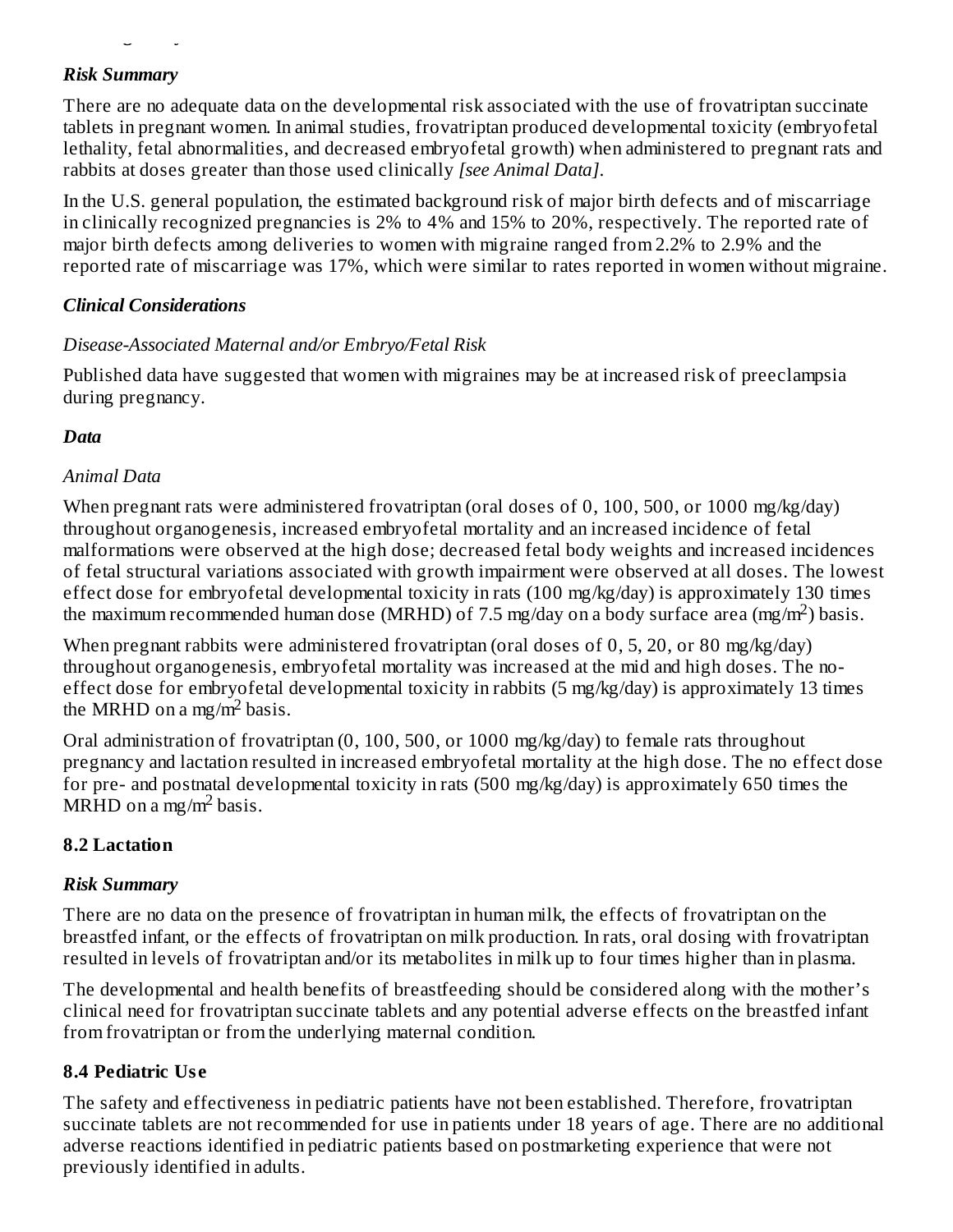### *Risk Summary*

There are no adequate data on the developmental risk associated with the use of frovatriptan succinate tablets in pregnant women. In animal studies, frovatriptan produced developmental toxicity (embryofetal lethality, fetal abnormalities, and decreased embryofetal growth) when administered to pregnant rats and rabbits at doses greater than those used clinically *[see Animal Data]*.

In the U.S. general population, the estimated background risk of major birth defects and of miscarriage in clinically recognized pregnancies is 2% to 4% and 15% to 20%, respectively. The reported rate of major birth defects among deliveries to women with migraine ranged from 2.2% to 2.9% and the reported rate of miscarriage was 17%, which were similar to rates reported in women without migraine.

### *Clinical Considerations*

*Disease-Associated Maternal and/or Embryo/Fetal Risk*

Published data have suggested that women with migraines may be at increased risk of preeclampsia during pregnancy.

### *Data*

*Animal Data*

When pregnant rats were administered frovatriptan (oral doses of 0, 100, 500, or 1000 mg/kg/day) throughout organogenesis, increased embryofetal mortality and an increased incidence of fetal malformations were observed at the high dose; decreased fetal body weights and increased incidences of fetal structural variations associated with growth impairment were observed at all doses. The lowest effect dose for embryofetal developmental toxicity in rats (100 mg/kg/day) is approximately 130 times the maximum recommended human dose (MRHD) of 7.5 mg/day on a body surface area (mg/m$^2$) basis.

When pregnant rabbits were administered frovatriptan (oral doses of 0, 5, 20, or 80 mg/kg/day) throughout organogenesis, embryofetal mortality was increased at the mid and high doses. The no-effect dose for embryofetal developmental toxicity in rabbits (5 mg/kg/day) is approximately 13 times the MRHD on a mg/m$^2$ basis.

Oral administration of frovatriptan (0, 100, 500, or 1000 mg/kg/day) to female rats throughout pregnancy and lactation resulted in increased embryofetal mortality at the high dose. The no effect dose for pre- and postnatal developmental toxicity in rats (500 mg/kg/day) is approximately 650 times the MRHD on a mg/m$^2$ basis.

## 8.2 Lactation

### *Risk Summary*

There are no data on the presence of frovatriptan in human milk, the effects of frovatriptan on the breastfed infant, or the effects of frovatriptan on milk production. In rats, oral dosing with frovatriptan resulted in levels of frovatriptan and/or its metabolites in milk up to four times higher than in plasma.

The developmental and health benefits of breastfeeding should be considered along with the mother's clinical need for frovatriptan succinate tablets and any potential adverse effects on the breastfed infant from frovatriptan or from the underlying maternal condition.

## 8.4 Pediatric Use

The safety and effectiveness in pediatric patients have not been established. Therefore, frovatriptan succinate tablets are not recommended for use in patients under 18 years of age. There are no additional adverse reactions identified in pediatric patients based on postmarketing experience that were not previously identified in adults.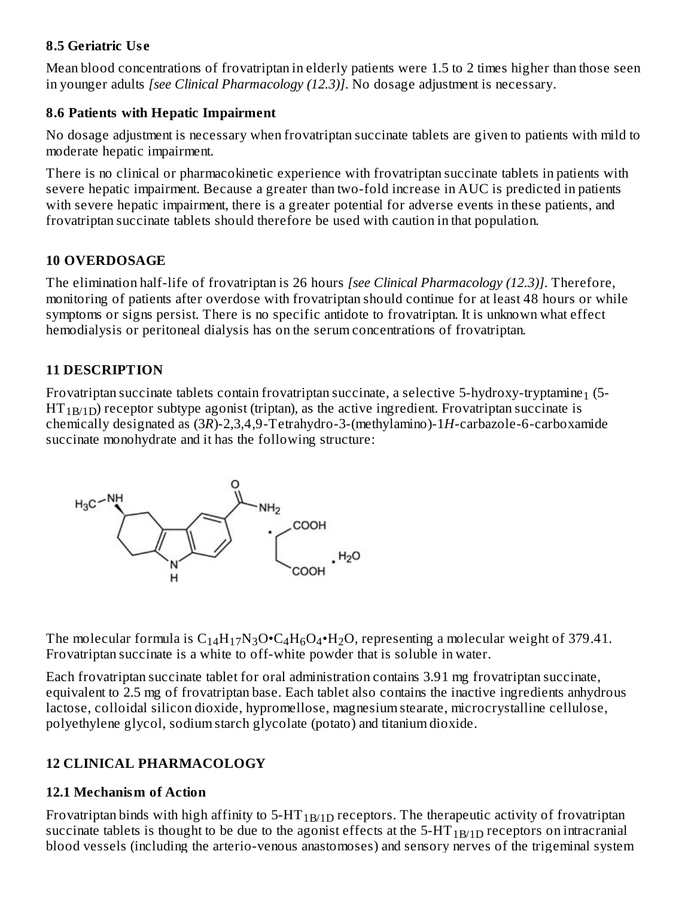### 8.5 Geriatric Use

Mean blood concentrations of frovatriptan in elderly patients were 1.5 to 2 times higher than those seen in younger adults *[see Clinical Pharmacology (12.3)]*. No dosage adjustment is necessary.

### 8.6 Patients with Hepatic Impairment

No dosage adjustment is necessary when frovatriptan succinate tablets are given to patients with mild to moderate hepatic impairment.

There is no clinical or pharmacokinetic experience with frovatriptan succinate tablets in patients with severe hepatic impairment. Because a greater than two-fold increase in AUC is predicted in patients with severe hepatic impairment, there is a greater potential for adverse events in these patients, and frovatriptan succinate tablets should therefore be used with caution in that population.

## 10 OVERDOSAGE

The elimination half-life of frovatriptan is 26 hours *[see Clinical Pharmacology (12.3)]*. Therefore, monitoring of patients after overdose with frovatriptan should continue for at least 48 hours or while symptoms or signs persist. There is no specific antidote to frovatriptan. It is unknown what effect hemodialysis or peritoneal dialysis has on the serum concentrations of frovatriptan.

## 11 DESCRIPTION

Frovatriptan succinate tablets contain frovatriptan succinate, a selective 5-hydroxy-tryptamine$_1$ (5-$HT_{1B/1D}$) receptor subtype agonist (triptan), as the active ingredient. Frovatriptan succinate is chemically designated as (3*R*)-2,3,4,9-Tetrahydro-3-(methylamino)-1*H*-carbazole-6-carboxamide succinate monohydrate and it has the following structure:

The molecular formula is $C_{14}H_{17}N_3O{\bullet}C_4H_6O_4{\bullet}H_2O$, representing a molecular weight of 379.41. Frovatriptan succinate is a white to off-white powder that is soluble in water.

Each frovatriptan succinate tablet for oral administration contains 3.91 mg frovatriptan succinate, equivalent to 2.5 mg of frovatriptan base. Each tablet also contains the inactive ingredients anhydrous lactose, colloidal silicon dioxide, hypromellose, magnesium stearate, microcrystalline cellulose, polyethylene glycol, sodium starch glycolate (potato) and titanium dioxide.

## 12 CLINICAL PHARMACOLOGY

### 12.1 Mechanism of Action

Frovatriptan binds with high affinity to 5-$HT_{1B/1D}$ receptors. The therapeutic activity of frovatriptan succinate tablets is thought to be due to the agonist effects at the 5-$HT_{1B/1D}$ receptors on intracranial blood vessels (including the arterio-venous anastomoses) and sensory nerves of the trigeminal system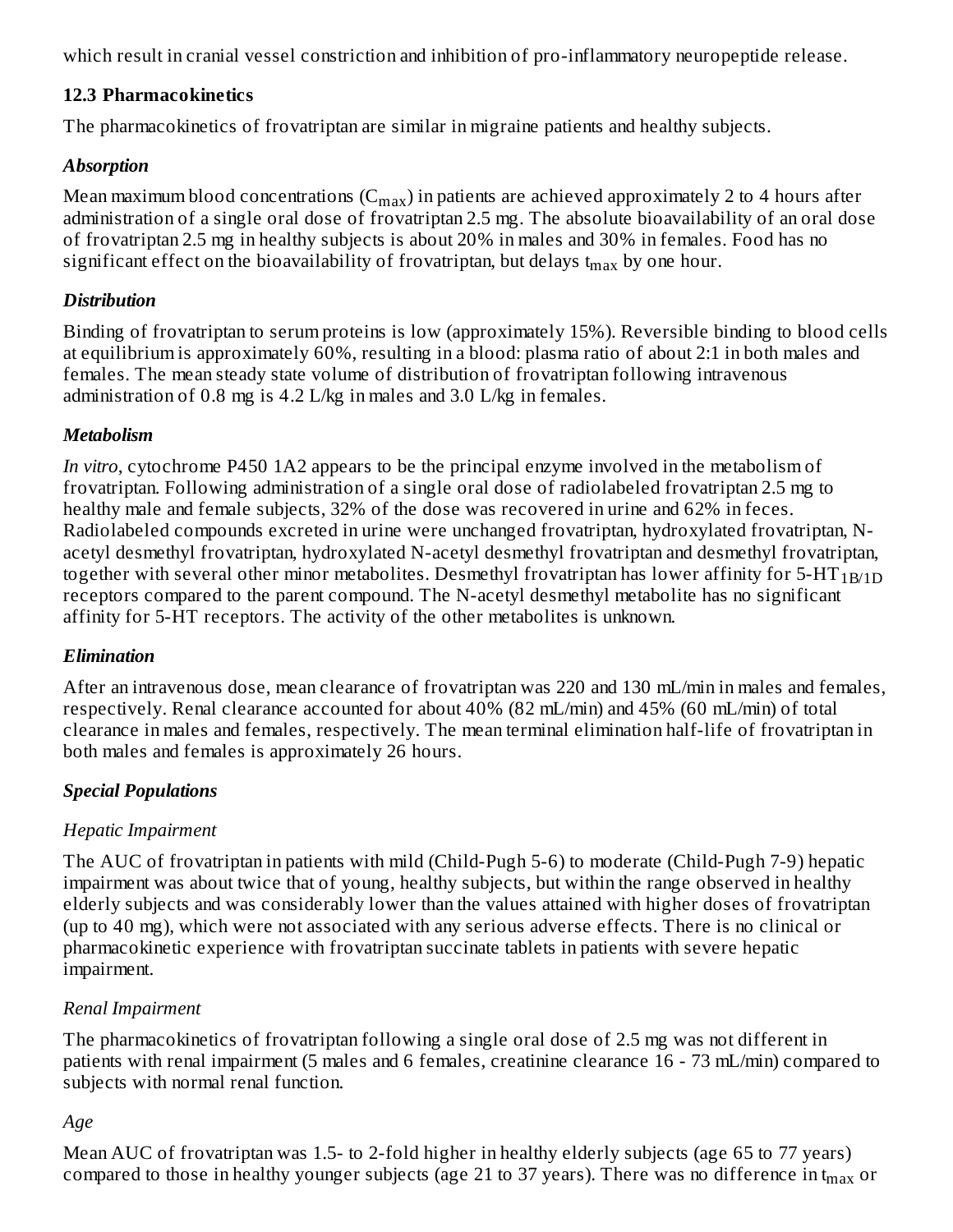which result in cranial vessel constriction and inhibition of pro-inflammatory neuropeptide release.

### 12.3 Pharmacokinetics

The pharmacokinetics of frovatriptan are similar in migraine patients and healthy subjects.

#### *Absorption*

Mean maximum blood concentrations ($C_{max}$) in patients are achieved approximately 2 to 4 hours after administration of a single oral dose of frovatriptan 2.5 mg. The absolute bioavailability of an oral dose of frovatriptan 2.5 mg in healthy subjects is about 20% in males and 30% in females. Food has no significant effect on the bioavailability of frovatriptan, but delays $t_{max}$ by one hour.

#### *Distribution*

Binding of frovatriptan to serum proteins is low (approximately 15%). Reversible binding to blood cells at equilibrium is approximately 60%, resulting in a blood: plasma ratio of about 2:1 in both males and females. The mean steady state volume of distribution of frovatriptan following intravenous administration of 0.8 mg is 4.2 L/kg in males and 3.0 L/kg in females.

#### *Metabolism*

*In vitro*, cytochrome P450 1A2 appears to be the principal enzyme involved in the metabolism of frovatriptan. Following administration of a single oral dose of radiolabeled frovatriptan 2.5 mg to healthy male and female subjects, 32% of the dose was recovered in urine and 62% in feces. Radiolabeled compounds excreted in urine were unchanged frovatriptan, hydroxylated frovatriptan, N-acetyl desmethyl frovatriptan, hydroxylated N-acetyl desmethyl frovatriptan and desmethyl frovatriptan, together with several other minor metabolites. Desmethyl frovatriptan has lower affinity for 5-$HT_{1B/1D}$ receptors compared to the parent compound. The N-acetyl desmethyl metabolite has no significant affinity for 5-HT receptors. The activity of the other metabolites is unknown.

#### *Elimination*

After an intravenous dose, mean clearance of frovatriptan was 220 and 130 mL/min in males and females, respectively. Renal clearance accounted for about 40% (82 mL/min) and 45% (60 mL/min) of total clearance in males and females, respectively. The mean terminal elimination half-life of frovatriptan in both males and females is approximately 26 hours.

#### *Special Populations*

*Hepatic Impairment*

The AUC of frovatriptan in patients with mild (Child-Pugh 5-6) to moderate (Child-Pugh 7-9) hepatic impairment was about twice that of young, healthy subjects, but within the range observed in healthy elderly subjects and was considerably lower than the values attained with higher doses of frovatriptan (up to 40 mg), which were not associated with any serious adverse effects. There is no clinical or pharmacokinetic experience with frovatriptan succinate tablets in patients with severe hepatic impairment.

*Renal Impairment*

The pharmacokinetics of frovatriptan following a single oral dose of 2.5 mg was not different in patients with renal impairment (5 males and 6 females, creatinine clearance 16 - 73 mL/min) compared to subjects with normal renal function.

*Age*

Mean AUC of frovatriptan was 1.5- to 2-fold higher in healthy elderly subjects (age 65 to 77 years) compared to those in healthy younger subjects (age 21 to 37 years). There was no difference in $t_{max}$ or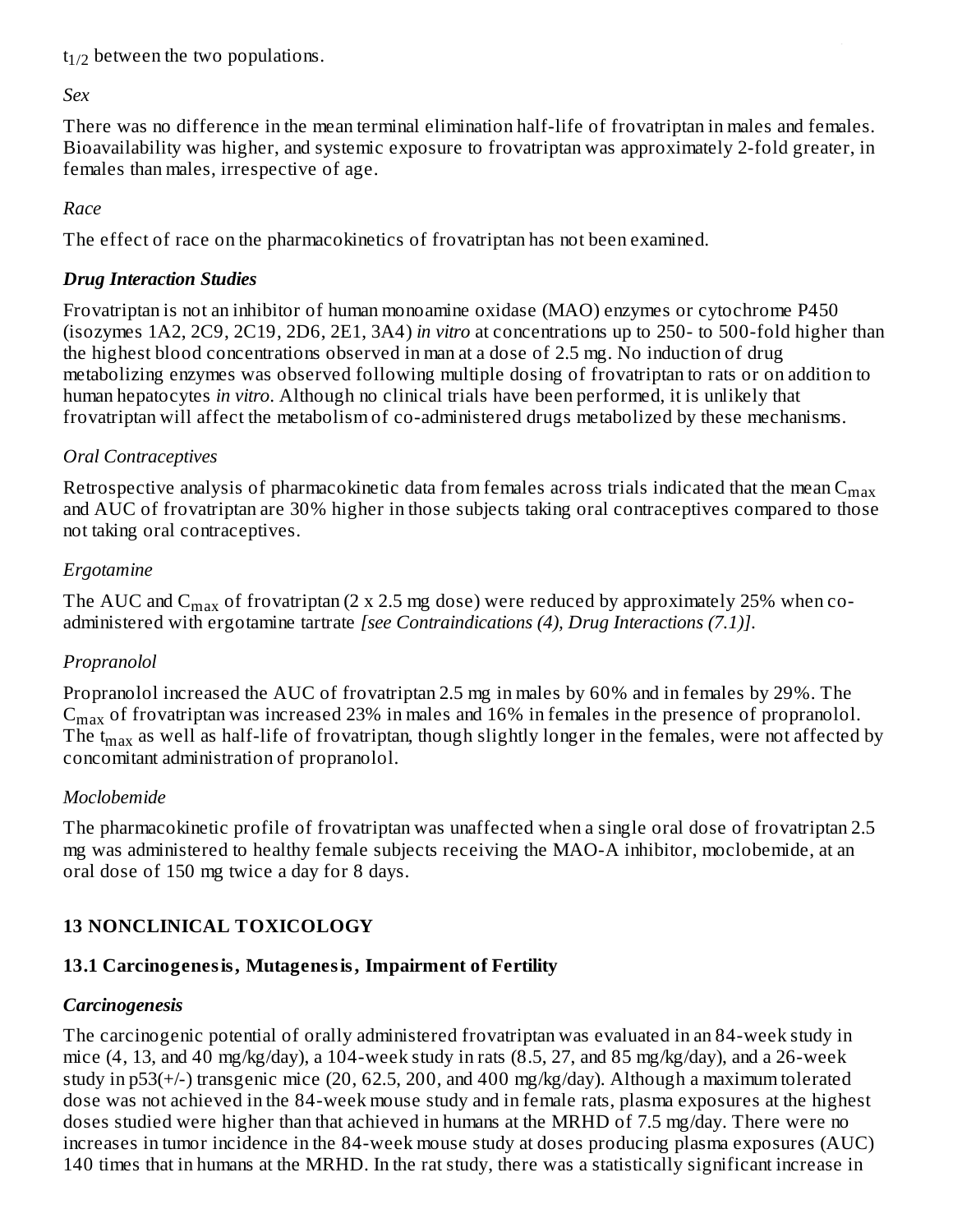$t_{1/2}$ between the two populations.

*Sex*

There was no difference in the mean terminal elimination half-life of frovatriptan in males and females. Bioavailability was higher, and systemic exposure to frovatriptan was approximately 2-fold greater, in females than males, irrespective of age.

*Race*

The effect of race on the pharmacokinetics of frovatriptan has not been examined.

***Drug Interaction Studies***

Frovatriptan is not an inhibitor of human monoamine oxidase (MAO) enzymes or cytochrome P450 (isozymes 1A2, 2C9, 2C19, 2D6, 2E1, 3A4) *in vitro* at concentrations up to 250- to 500-fold higher than the highest blood concentrations observed in man at a dose of 2.5 mg. No induction of drug metabolizing enzymes was observed following multiple dosing of frovatriptan to rats or on addition to human hepatocytes *in vitro*. Although no clinical trials have been performed, it is unlikely that frovatriptan will affect the metabolism of co-administered drugs metabolized by these mechanisms.

*Oral Contraceptives*

Retrospective analysis of pharmacokinetic data from females across trials indicated that the mean $C_{max}$ and AUC of frovatriptan are 30% higher in those subjects taking oral contraceptives compared to those not taking oral contraceptives.

*Ergotamine*

The AUC and $C_{max}$ of frovatriptan (2 x 2.5 mg dose) were reduced by approximately 25% when co-administered with ergotamine tartrate *[see Contraindications (4), Drug Interactions (7.1)]*.

*Propranolol*

Propranolol increased the AUC of frovatriptan 2.5 mg in males by 60% and in females by 29%. The $C_{max}$ of frovatriptan was increased 23% in males and 16% in females in the presence of propranolol. The $t_{max}$ as well as half-life of frovatriptan, though slightly longer in the females, were not affected by concomitant administration of propranolol.

*Moclobemide*

The pharmacokinetic profile of frovatriptan was unaffected when a single oral dose of frovatriptan 2.5 mg was administered to healthy female subjects receiving the MAO-A inhibitor, moclobemide, at an oral dose of 150 mg twice a day for 8 days.

## 13 NONCLINICAL TOXICOLOGY

### 13.1 Carcinogenesis, Mutagenesis, Impairment of Fertility

***Carcinogenesis***

The carcinogenic potential of orally administered frovatriptan was evaluated in an 84-week study in mice (4, 13, and 40 mg/kg/day), a 104-week study in rats (8.5, 27, and 85 mg/kg/day), and a 26-week study in p53(+/-) transgenic mice (20, 62.5, 200, and 400 mg/kg/day). Although a maximum tolerated dose was not achieved in the 84-week mouse study and in female rats, plasma exposures at the highest doses studied were higher than that achieved in humans at the MRHD of 7.5 mg/day. There were no increases in tumor incidence in the 84-week mouse study at doses producing plasma exposures (AUC) 140 times that in humans at the MRHD. In the rat study, there was a statistically significant increase in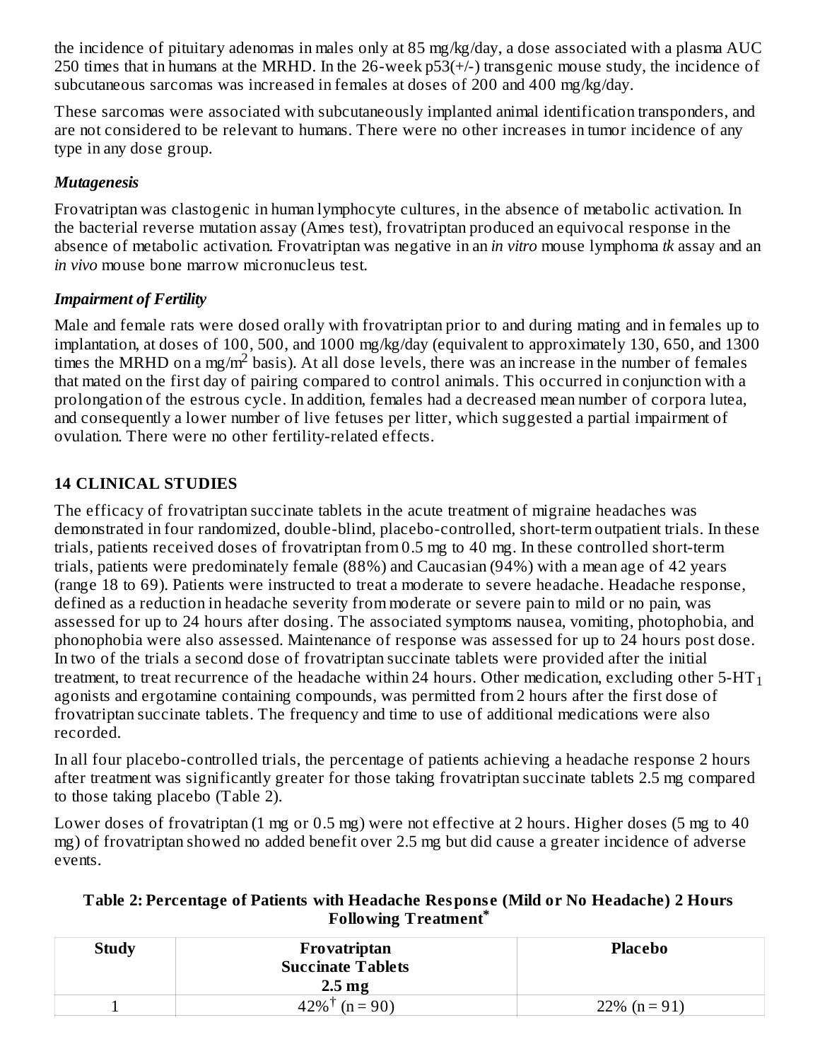the incidence of pituitary adenomas in males only at 85 mg/kg/day, a dose associated with a plasma AUC 250 times that in humans at the MRHD. In the 26-week p53(+/-) transgenic mouse study, the incidence of subcutaneous sarcomas was increased in females at doses of 200 and 400 mg/kg/day.

These sarcomas were associated with subcutaneously implanted animal identification transponders, and are not considered to be relevant to humans. There were no other increases in tumor incidence of any type in any dose group.

***Mutagenesis***

Frovatriptan was clastogenic in human lymphocyte cultures, in the absence of metabolic activation. In the bacterial reverse mutation assay (Ames test), frovatriptan produced an equivocal response in the absence of metabolic activation. Frovatriptan was negative in an *in vitro* mouse lymphoma *tk* assay and an *in vivo* mouse bone marrow micronucleus test.

***Impairment of Fertility***

Male and female rats were dosed orally with frovatriptan prior to and during mating and in females up to implantation, at doses of 100, 500, and 1000 mg/kg/day (equivalent to approximately 130, 650, and 1300 times the MRHD on a mg/$m^2$ basis). At all dose levels, there was an increase in the number of females that mated on the first day of pairing compared to control animals. This occurred in conjunction with a prolongation of the estrous cycle. In addition, females had a decreased mean number of corpora lutea, and consequently a lower number of live fetuses per litter, which suggested a partial impairment of ovulation. There were no other fertility-related effects.

## 14 CLINICAL STUDIES

The efficacy of frovatriptan succinate tablets in the acute treatment of migraine headaches was demonstrated in four randomized, double-blind, placebo-controlled, short-term outpatient trials. In these trials, patients received doses of frovatriptan from 0.5 mg to 40 mg. In these controlled short-term trials, patients were predominately female (88%) and Caucasian (94%) with a mean age of 42 years (range 18 to 69). Patients were instructed to treat a moderate to severe headache. Headache response, defined as a reduction in headache severity from moderate or severe pain to mild or no pain, was assessed for up to 24 hours after dosing. The associated symptoms nausea, vomiting, photophobia, and phonophobia were also assessed. Maintenance of response was assessed for up to 24 hours post dose. In two of the trials a second dose of frovatriptan succinate tablets were provided after the initial treatment, to treat recurrence of the headache within 24 hours. Other medication, excluding other 5-$HT_1$ agonists and ergotamine containing compounds, was permitted from 2 hours after the first dose of frovatriptan succinate tablets. The frequency and time to use of additional medications were also recorded.

In all four placebo-controlled trials, the percentage of patients achieving a headache response 2 hours after treatment was significantly greater for those taking frovatriptan succinate tablets 2.5 mg compared to those taking placebo (Table 2).

Lower doses of frovatriptan (1 mg or 0.5 mg) were not effective at 2 hours. Higher doses (5 mg to 40 mg) of frovatriptan showed no added benefit over 2.5 mg but did cause a greater incidence of adverse events.

**Table 2: Percentage of Patients with Headache Response (Mild or No Headache) 2 Hours Following Treatment[*]**

| Study | Frovatriptan Succinate Tablets 2.5 mg | Placebo |
|---|---|---|
| 1 | 42%[†] (n = 90) | 22% (n = 91) |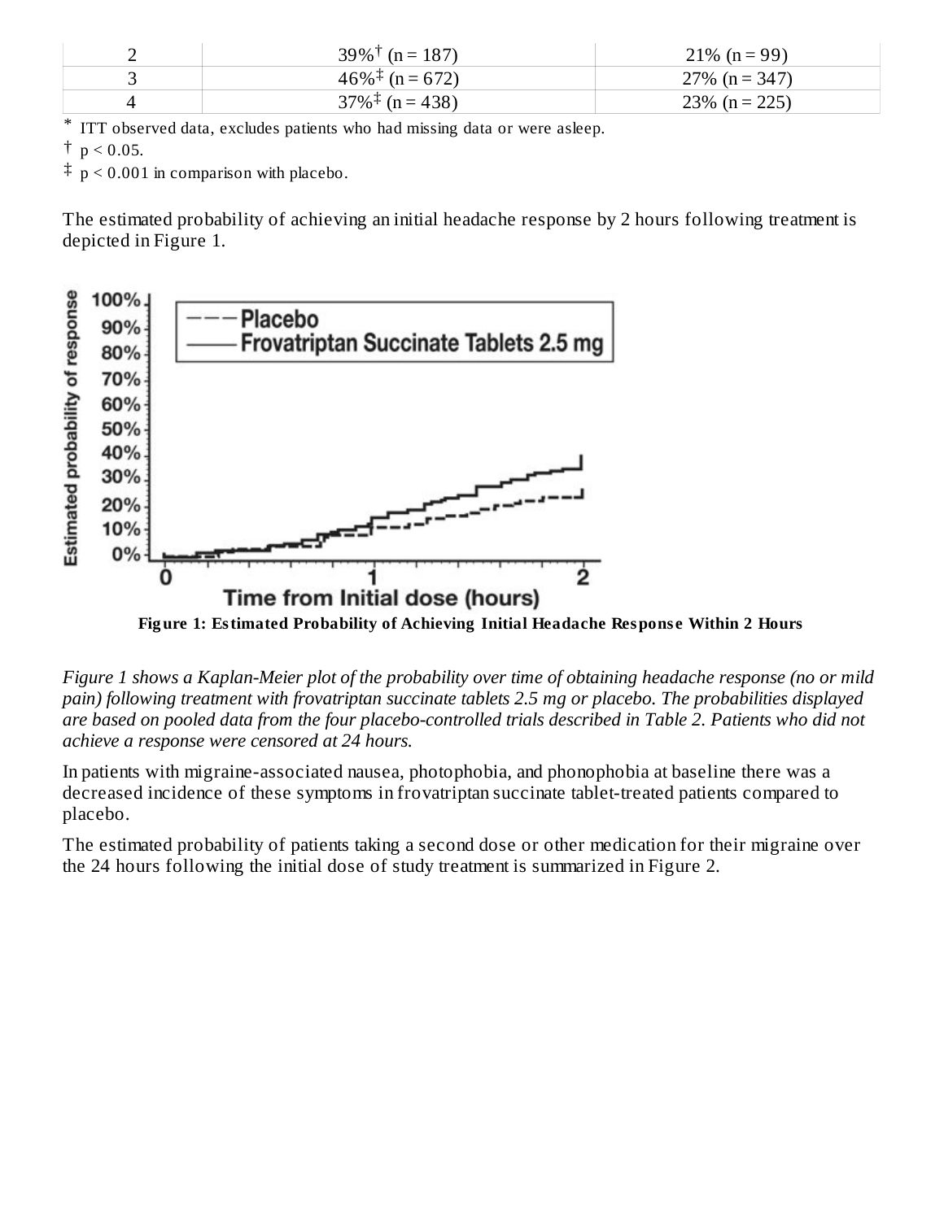| | | |
|---|---|---|
| 2 | 39%[†] (n = 187) | 21% (n = 99) |
| 3 | 46%[‡] (n = 672) | 27% (n = 347) |
| 4 | 37%[‡] (n = 438) | 23% (n = 225) |

\* ITT observed data, excludes patients who had missing data or were asleep.

† $p < 0.05$.

‡ $p < 0.001$ in comparison with placebo.

The estimated probability of achieving an initial headache response by 2 hours following treatment is depicted in Figure 1.

Estimated probability of response

100%
90%
80%
70%
60%
50%
40%
30%
20%
10%
0%

Placebo
Frovatriptan Succinate Tablets 2.5 mg

0
1
2

Time from Initial dose (hours)

**Figure 1: Estimated Probability of Achieving Initial Headache Response Within 2 Hours**

*Figure 1 shows a Kaplan-Meier plot of the probability over time of obtaining headache response (no or mild pain) following treatment with frovatriptan succinate tablets 2.5 mg or placebo. The probabilities displayed are based on pooled data from the four placebo-controlled trials described in Table 2. Patients who did not achieve a response were censored at 24 hours.*

In patients with migraine-associated nausea, photophobia, and phonophobia at baseline there was a decreased incidence of these symptoms in frovatriptan succinate tablet-treated patients compared to placebo.

The estimated probability of patients taking a second dose or other medication for their migraine over the 24 hours following the initial dose of study treatment is summarized in Figure 2.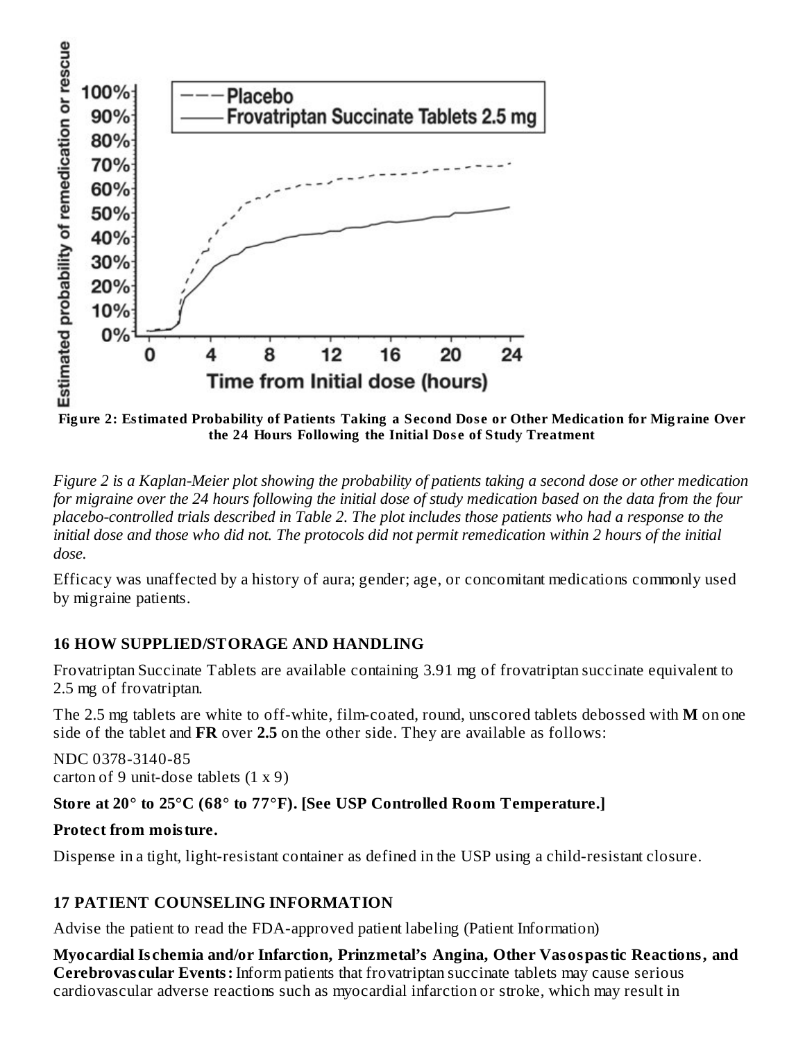Estimated probability of remedication or rescue

100%
90%
80%
70%
60%
50%
40%
30%
20%
10%
0%

Placebo
Frovatriptan Succinate Tablets 2.5 mg

0 4 8 12 16 20 24

Time from Initial dose (hours)

**Figure 2: Estimated Probability of Patients Taking a Second Dose or Other Medication for Migraine Over the 24 Hours Following the Initial Dose of Study Treatment**

*Figure 2 is a Kaplan-Meier plot showing the probability of patients taking a second dose or other medication for migraine over the 24 hours following the initial dose of study medication based on the data from the four placebo-controlled trials described in Table 2. The plot includes those patients who had a response to the initial dose and those who did not. The protocols did not permit remedication within 2 hours of the initial dose.*

Efficacy was unaffected by a history of aura; gender; age, or concomitant medications commonly used by migraine patients.

## 16 HOW SUPPLIED/STORAGE AND HANDLING

Frovatriptan Succinate Tablets are available containing 3.91 mg of frovatriptan succinate equivalent to 2.5 mg of frovatriptan.

The 2.5 mg tablets are white to off-white, film-coated, round, unscored tablets debossed with **M** on one side of the tablet and **FR** over **2.5** on the other side. They are available as follows:

NDC 0378-3140-85
carton of 9 unit-dose tablets (1 x 9)

**Store at 20° to 25°C (68° to 77°F). [See USP Controlled Room Temperature.]**

**Protect from moisture.**

Dispense in a tight, light-resistant container as defined in the USP using a child-resistant closure.

## 17 PATIENT COUNSELING INFORMATION

Advise the patient to read the FDA-approved patient labeling (Patient Information)

**Myocardial Ischemia and/or Infarction, Prinzmetal's Angina, Other Vasospastic Reactions, and Cerebrovascular Events:** Inform patients that frovatriptan succinate tablets may cause serious cardiovascular adverse reactions such as myocardial infarction or stroke, which may result in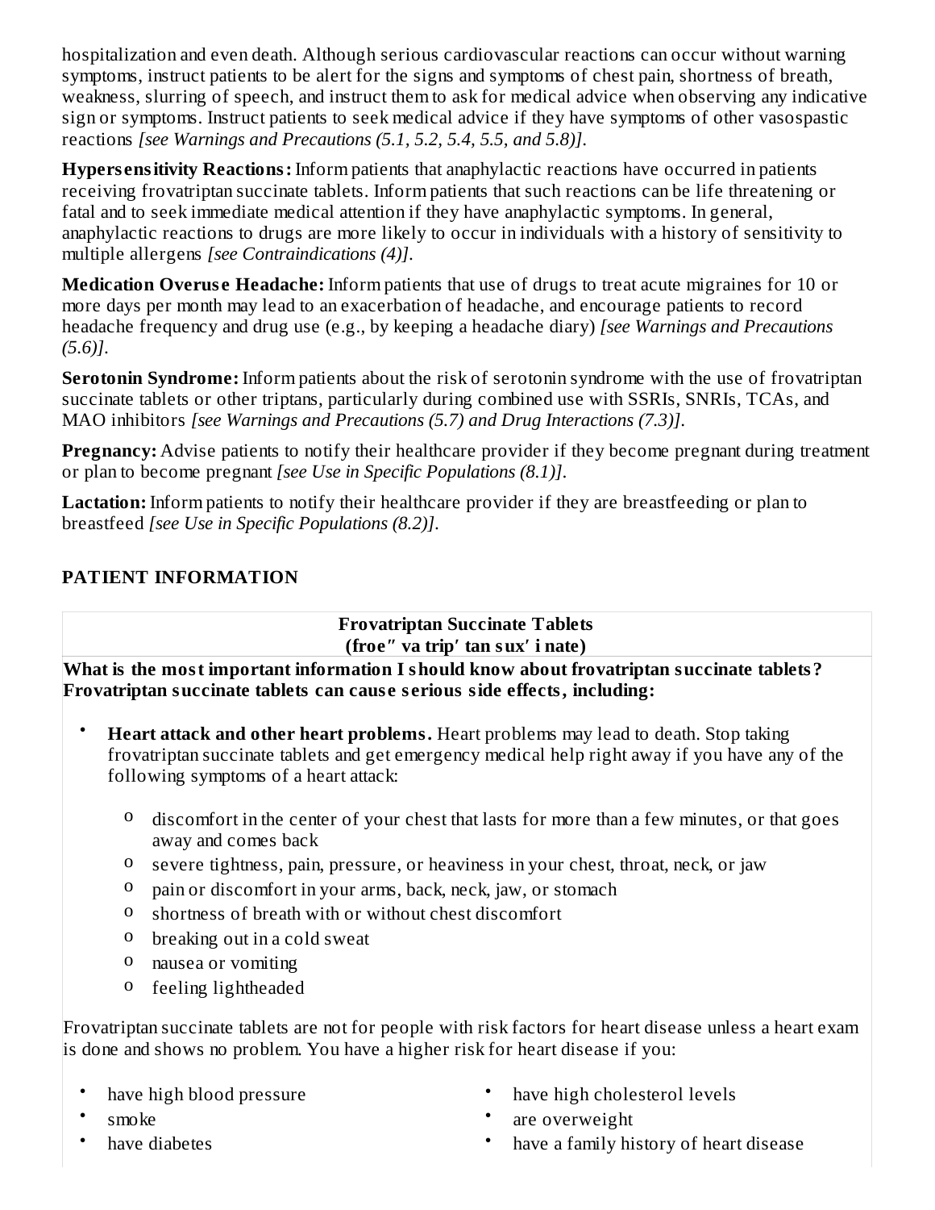hospitalization and even death. Although serious cardiovascular reactions can occur without warning symptoms, instruct patients to be alert for the signs and symptoms of chest pain, shortness of breath, weakness, slurring of speech, and instruct them to ask for medical advice when observing any indicative sign or symptoms. Instruct patients to seek medical advice if they have symptoms of other vasospastic reactions *[see Warnings and Precautions (5.1, 5.2, 5.4, 5.5, and 5.8)]*.

**Hypersensitivity Reactions:** Inform patients that anaphylactic reactions have occurred in patients receiving frovatriptan succinate tablets. Inform patients that such reactions can be life threatening or fatal and to seek immediate medical attention if they have anaphylactic symptoms. In general, anaphylactic reactions to drugs are more likely to occur in individuals with a history of sensitivity to multiple allergens *[see Contraindications (4)]*.

**Medication Overuse Headache:** Inform patients that use of drugs to treat acute migraines for 10 or more days per month may lead to an exacerbation of headache, and encourage patients to record headache frequency and drug use (e.g., by keeping a headache diary) *[see Warnings and Precautions (5.6)]*.

**Serotonin Syndrome:** Inform patients about the risk of serotonin syndrome with the use of frovatriptan succinate tablets or other triptans, particularly during combined use with SSRIs, SNRIs, TCAs, and MAO inhibitors *[see Warnings and Precautions (5.7) and Drug Interactions (7.3)]*.

**Pregnancy:** Advise patients to notify their healthcare provider if they become pregnant during treatment or plan to become pregnant *[see Use in Specific Populations (8.1)]*.

**Lactation:** Inform patients to notify their healthcare provider if they are breastfeeding or plan to breastfeed *[see Use in Specific Populations (8.2)]*.

## PATIENT INFORMATION

**Frovatriptan Succinate Tablets**
**(froe″ va trip′ tan sux′ i nate)**

**What is the most important information I should know about frovatriptan succinate tablets?**
**Frovatriptan succinate tablets can cause serious side effects, including:**

- **Heart attack and other heart problems.** Heart problems may lead to death. Stop taking frovatriptan succinate tablets and get emergency medical help right away if you have any of the following symptoms of a heart attack:
  - discomfort in the center of your chest that lasts for more than a few minutes, or that goes away and comes back
  - severe tightness, pain, pressure, or heaviness in your chest, throat, neck, or jaw
  - pain or discomfort in your arms, back, neck, jaw, or stomach
  - shortness of breath with or without chest discomfort
  - breaking out in a cold sweat
  - nausea or vomiting
  - feeling lightheaded

Frovatriptan succinate tablets are not for people with risk factors for heart disease unless a heart exam is done and shows no problem. You have a higher risk for heart disease if you:

- have high blood pressure
- smoke
- have diabetes
- have high cholesterol levels
- are overweight
- have a family history of heart disease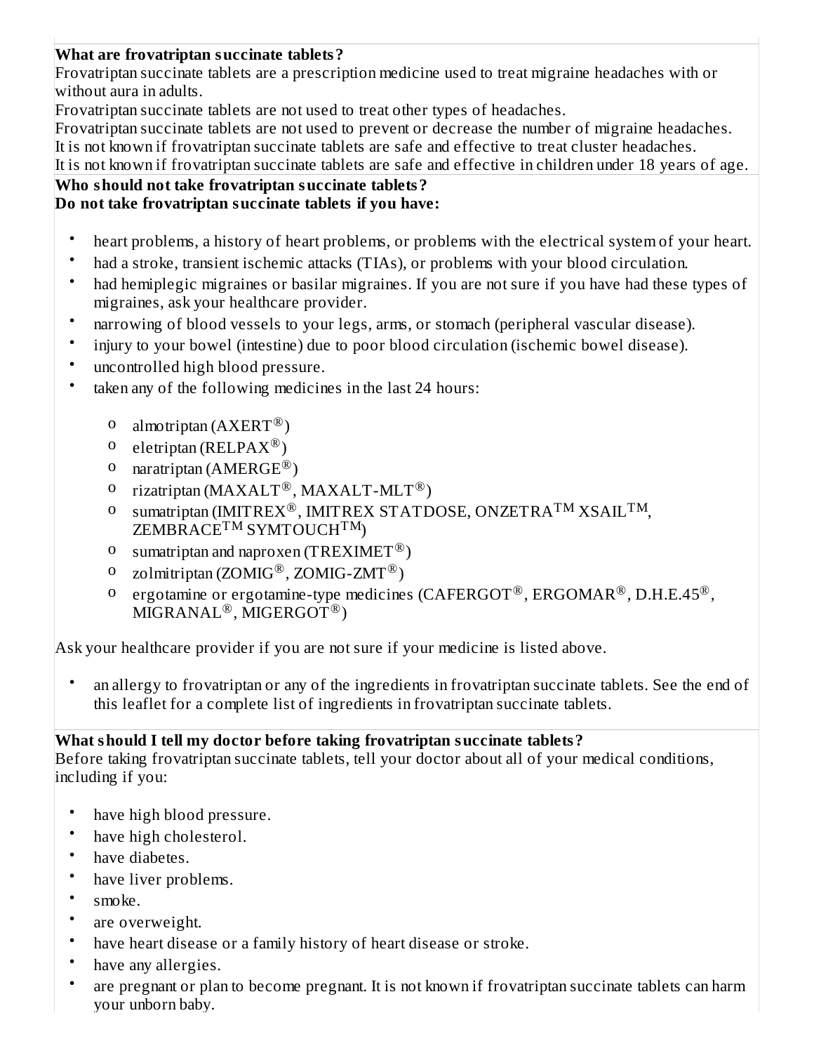**What are frovatriptan succinate tablets?**

Frovatriptan succinate tablets are a prescription medicine used to treat migraine headaches with or without aura in adults.

Frovatriptan succinate tablets are not used to treat other types of headaches.

Frovatriptan succinate tablets are not used to prevent or decrease the number of migraine headaches.

It is not known if frovatriptan succinate tablets are safe and effective to treat cluster headaches.

It is not known if frovatriptan succinate tablets are safe and effective in children under 18 years of age.

**Who should not take frovatriptan succinate tablets?**

**Do not take frovatriptan succinate tablets if you have:**

- heart problems, a history of heart problems, or problems with the electrical system of your heart.
- had a stroke, transient ischemic attacks (TIAs), or problems with your blood circulation.
- had hemiplegic migraines or basilar migraines. If you are not sure if you have had these types of migraines, ask your healthcare provider.
- narrowing of blood vessels to your legs, arms, or stomach (peripheral vascular disease).
- injury to your bowel (intestine) due to poor blood circulation (ischemic bowel disease).
- uncontrolled high blood pressure.
- taken any of the following medicines in the last 24 hours:
  - almotriptan (AXERT®)
  - eletriptan (RELPAX®)
  - naratriptan (AMERGE®)
  - rizatriptan (MAXALT®, MAXALT-MLT®)
  - sumatriptan (IMITREX®, IMITREX STATDOSE, ONZETRA™ XSAIL™, ZEMBRACE™ SYMTOUCH™)
  - sumatriptan and naproxen (TREXIMET®)
  - zolmitriptan (ZOMIG®, ZOMIG-ZMT®)
  - ergotamine or ergotamine-type medicines (CAFERGOT®, ERGOMAR®, D.H.E.45®, MIGRANAL®, MIGERGOT®)

Ask your healthcare provider if you are not sure if your medicine is listed above.

- an allergy to frovatriptan or any of the ingredients in frovatriptan succinate tablets. See the end of this leaflet for a complete list of ingredients in frovatriptan succinate tablets.

**What should I tell my doctor before taking frovatriptan succinate tablets?**

Before taking frovatriptan succinate tablets, tell your doctor about all of your medical conditions, including if you:

- have high blood pressure.
- have high cholesterol.
- have diabetes.
- have liver problems.
- smoke.
- are overweight.
- have heart disease or a family history of heart disease or stroke.
- have any allergies.
- are pregnant or plan to become pregnant. It is not known if frovatriptan succinate tablets can harm your unborn baby.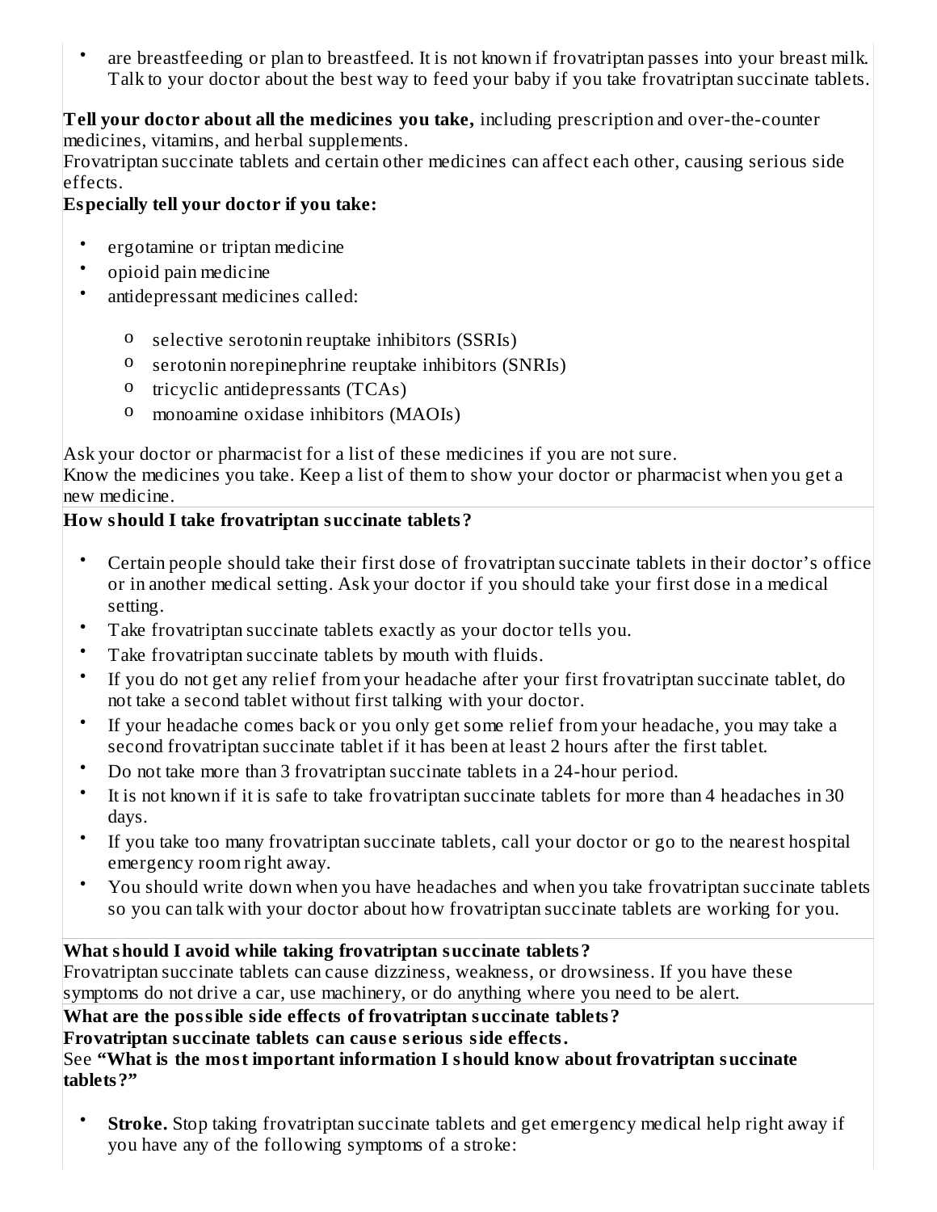- are breastfeeding or plan to breastfeed. It is not known if frovatriptan passes into your breast milk. Talk to your doctor about the best way to feed your baby if you take frovatriptan succinate tablets.

**Tell your doctor about all the medicines you take,** including prescription and over-the-counter medicines, vitamins, and herbal supplements.
Frovatriptan succinate tablets and certain other medicines can affect each other, causing serious side effects.
**Especially tell your doctor if you take:**

- ergotamine or triptan medicine
- opioid pain medicine
- antidepressant medicines called:
  - selective serotonin reuptake inhibitors (SSRIs)
  - serotonin norepinephrine reuptake inhibitors (SNRIs)
  - tricyclic antidepressants (TCAs)
  - monoamine oxidase inhibitors (MAOIs)

Ask your doctor or pharmacist for a list of these medicines if you are not sure.
Know the medicines you take. Keep a list of them to show your doctor or pharmacist when you get a new medicine.

**How should I take frovatriptan succinate tablets?**

- Certain people should take their first dose of frovatriptan succinate tablets in their doctor's office or in another medical setting. Ask your doctor if you should take your first dose in a medical setting.
- Take frovatriptan succinate tablets exactly as your doctor tells you.
- Take frovatriptan succinate tablets by mouth with fluids.
- If you do not get any relief from your headache after your first frovatriptan succinate tablet, do not take a second tablet without first talking with your doctor.
- If your headache comes back or you only get some relief from your headache, you may take a second frovatriptan succinate tablet if it has been at least 2 hours after the first tablet.
- Do not take more than 3 frovatriptan succinate tablets in a 24-hour period.
- It is not known if it is safe to take frovatriptan succinate tablets for more than 4 headaches in 30 days.
- If you take too many frovatriptan succinate tablets, call your doctor or go to the nearest hospital emergency room right away.
- You should write down when you have headaches and when you take frovatriptan succinate tablets so you can talk with your doctor about how frovatriptan succinate tablets are working for you.

**What should I avoid while taking frovatriptan succinate tablets?**
Frovatriptan succinate tablets can cause dizziness, weakness, or drowsiness. If you have these symptoms do not drive a car, use machinery, or do anything where you need to be alert.

**What are the possible side effects of frovatriptan succinate tablets?**
**Frovatriptan succinate tablets can cause serious side effects.**
See **"What is the most important information I should know about frovatriptan succinate tablets?"**

- **Stroke.** Stop taking frovatriptan succinate tablets and get emergency medical help right away if you have any of the following symptoms of a stroke: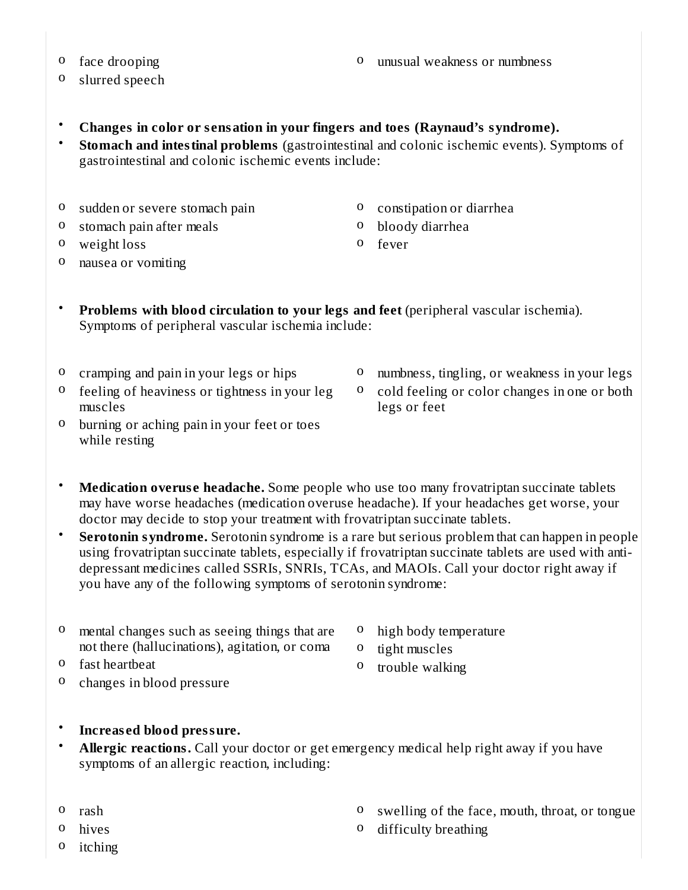- face drooping
- slurred speech
- unusual weakness or numbness

- **Changes in color or sensation in your fingers and toes (Raynaud's syndrome).**
- **Stomach and intestinal problems** (gastrointestinal and colonic ischemic events). Symptoms of gastrointestinal and colonic ischemic events include:
  - sudden or severe stomach pain
  - stomach pain after meals
  - weight loss
  - nausea or vomiting
  - constipation or diarrhea
  - bloody diarrhea
  - fever
- **Problems with blood circulation to your legs and feet** (peripheral vascular ischemia). Symptoms of peripheral vascular ischemia include:
  - cramping and pain in your legs or hips
  - feeling of heaviness or tightness in your leg muscles
  - burning or aching pain in your feet or toes while resting
  - numbness, tingling, or weakness in your legs
  - cold feeling or color changes in one or both legs or feet
- **Medication overuse headache.** Some people who use too many frovatriptan succinate tablets may have worse headaches (medication overuse headache). If your headaches get worse, your doctor may decide to stop your treatment with frovatriptan succinate tablets.
- **Serotonin syndrome.** Serotonin syndrome is a rare but serious problem that can happen in people using frovatriptan succinate tablets, especially if frovatriptan succinate tablets are used with anti-depressant medicines called SSRIs, SNRIs, TCAs, and MAOIs. Call your doctor right away if you have any of the following symptoms of serotonin syndrome:
  - mental changes such as seeing things that are not there (hallucinations), agitation, or coma
  - fast heartbeat
  - changes in blood pressure
  - high body temperature
  - tight muscles
  - trouble walking
- **Increased blood pressure.**
- **Allergic reactions.** Call your doctor or get emergency medical help right away if you have symptoms of an allergic reaction, including:
  - rash
  - hives
  - itching
  - swelling of the face, mouth, throat, or tongue
  - difficulty breathing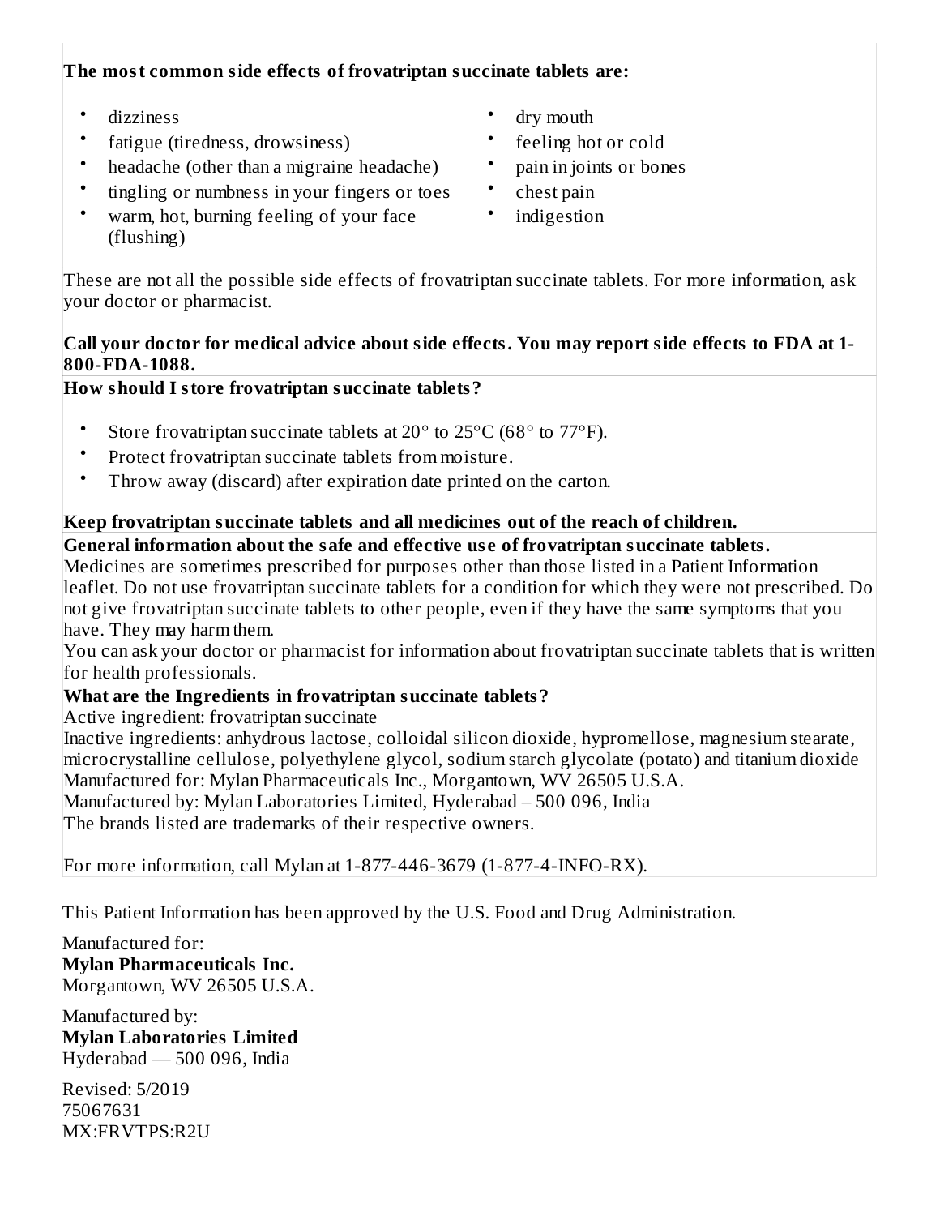**The most common side effects of frovatriptan succinate tablets are:**

- dizziness
- fatigue (tiredness, drowsiness)
- headache (other than a migraine headache)
- tingling or numbness in your fingers or toes
- warm, hot, burning feeling of your face (flushing)
- dry mouth
- feeling hot or cold
- pain in joints or bones
- chest pain
- indigestion

These are not all the possible side effects of frovatriptan succinate tablets. For more information, ask your doctor or pharmacist.

**Call your doctor for medical advice about side effects. You may report side effects to FDA at 1-800-FDA-1088.**

**How should I store frovatriptan succinate tablets?**

- Store frovatriptan succinate tablets at 20° to 25°C (68° to 77°F).
- Protect frovatriptan succinate tablets from moisture.
- Throw away (discard) after expiration date printed on the carton.

**Keep frovatriptan succinate tablets and all medicines out of the reach of children.**

**General information about the safe and effective use of frovatriptan succinate tablets.**

Medicines are sometimes prescribed for purposes other than those listed in a Patient Information leaflet. Do not use frovatriptan succinate tablets for a condition for which they were not prescribed. Do not give frovatriptan succinate tablets to other people, even if they have the same symptoms that you have. They may harm them.

You can ask your doctor or pharmacist for information about frovatriptan succinate tablets that is written for health professionals.

**What are the Ingredients in frovatriptan succinate tablets?**

Active ingredient: frovatriptan succinate

Inactive ingredients: anhydrous lactose, colloidal silicon dioxide, hypromellose, magnesium stearate, microcrystalline cellulose, polyethylene glycol, sodium starch glycolate (potato) and titanium dioxide

Manufactured for: Mylan Pharmaceuticals Inc., Morgantown, WV 26505 U.S.A.

Manufactured by: Mylan Laboratories Limited, Hyderabad – 500 096, India

The brands listed are trademarks of their respective owners.

For more information, call Mylan at 1-877-446-3679 (1-877-4-INFO-RX).

This Patient Information has been approved by the U.S. Food and Drug Administration.

Manufactured for:
**Mylan Pharmaceuticals Inc.**
Morgantown, WV 26505 U.S.A.

Manufactured by:
**Mylan Laboratories Limited**
Hyderabad — 500 096, India

Revised: 5/2019
75067631
MX:FRVTPS:R2U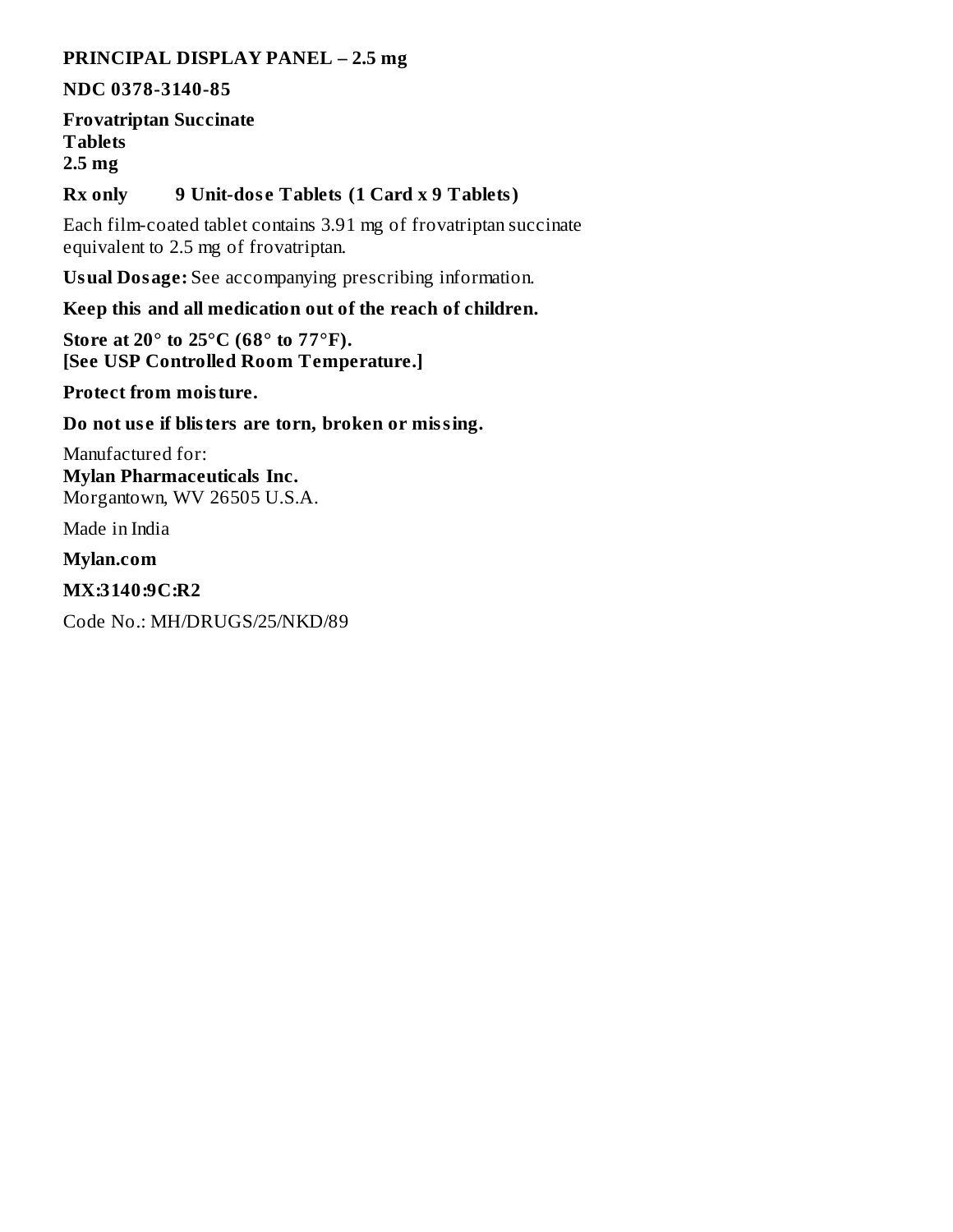**PRINCIPAL DISPLAY PANEL – 2.5 mg**

**NDC 0378-3140-85**

**Frovatriptan Succinate**
**Tablets**
**2.5 mg**

**Rx only 9 Unit-dose Tablets (1 Card x 9 Tablets)**

Each film-coated tablet contains 3.91 mg of frovatriptan succinate equivalent to 2.5 mg of frovatriptan.

**Usual Dosage:** See accompanying prescribing information.

**Keep this and all medication out of the reach of children.**

**Store at 20° to 25°C (68° to 77°F).**
**[See USP Controlled Room Temperature.]**

**Protect from moisture.**

**Do not use if blisters are torn, broken or missing.**

Manufactured for:
**Mylan Pharmaceuticals Inc.**
Morgantown, WV 26505 U.S.A.

Made in India

**Mylan.com**

**MX:3140:9C:R2**

Code No.: MH/DRUGS/25/NKD/89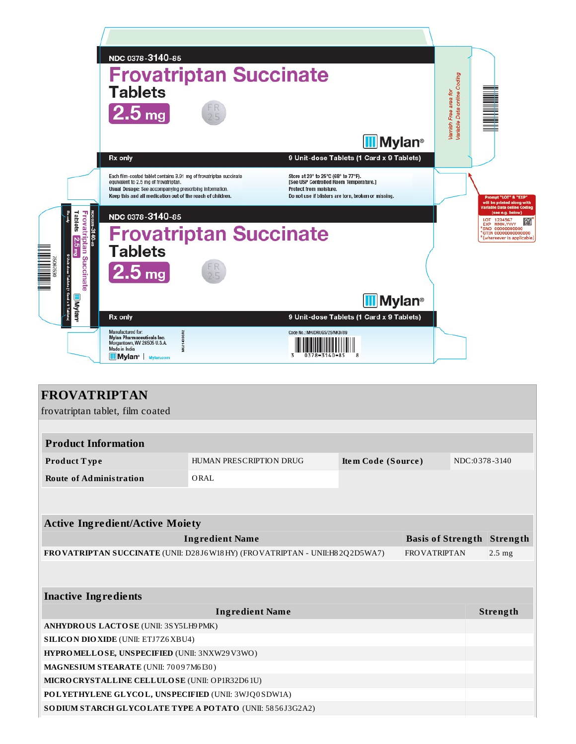NDC 0378-3140-85

**Frovatriptan Succinate Tablets**

**2.5 mg**

Mylan®

Rx only

9 Unit-dose Tablets (1 Card x 9 Tablets)

Each film-coated tablet contains 3.91 mg of frovatriptan succinate equivalent to 2.5 mg of frovatriptan.

Usual Dosage: See accompanying prescribing information.

Keep this and all medication out of the reach of children.

Store at 20° to 25°C (68° to 77°F).
[See USP Controlled Room Temperature.]

Protect from moisture.

Do not use if blisters are torn, broken or missing.

Varnish Free area for Variable Data online Coding

Prompt "LOT" & "EXP" will be printed along with Variable Data online Coding (see e.g. below)

LOT 1234567
EXP MMM.YYYY
*SNO 00000000000
*GTIN 00000000000000
*(whereever is applicable)

NDC 0378-3140-85

**Frovatriptan Succinate Tablets**

**2.5 mg**

Mylan®

Rx only

9 Unit-dose Tablets (1 Card x 9 Tablets)

Manufactured for:
Mylan Pharmaceuticals Inc.
Morgantown, WV 26505 U.S.A.
Made in India
Mylan® | Mylan.com

Code No.: MH/DRUGS/25/NKD/89

3 0378-3140-85 8

75067530

# FROVATRIPTAN

frovatriptan tablet, film coated

| Product Information | | | |
|---|---|---|---|
| **Product Type** | HUMAN PRESCRIPTION DRUG | **Item Code (Source)** | NDC:0378-3140 |
| **Route of Administration** | ORAL | | |

| Active Ingredient/Active Moiety | | |
|---|---|---|
| **Ingredient Name** | **Basis of Strength** | **Strength** |
| **FROVATRIPTAN SUCCINATE** (UNII: D28J6W18HY) (FROVATRIPTAN - UNII:H82Q2D5WA7) | FROVATRIPTAN | 2.5 mg |

| Inactive Ingredients | |
|---|---|
| **Ingredient Name** | **Strength** |
| **ANHYDROUS LACTOSE** (UNII: 3SY5LH9PMK) | |
| **SILICON DIOXIDE** (UNII: ETJ7Z6XBU4) | |
| **HYPROMELLOSE, UNSPECIFIED** (UNII: 3NXW29V3WO) | |
| **MAGNESIUM STEARATE** (UNII: 70097M6I30) | |
| **MICROCRYSTALLINE CELLULOSE** (UNII: OP1R32D61U) | |
| **POLYETHYLENE GLYCOL, UNSPECIFIED** (UNII: 3WJQ0SDW1A) | |
| **SODIUM STARCH GLYCOLATE TYPE A POTATO** (UNII: 5856J3G2A2) | |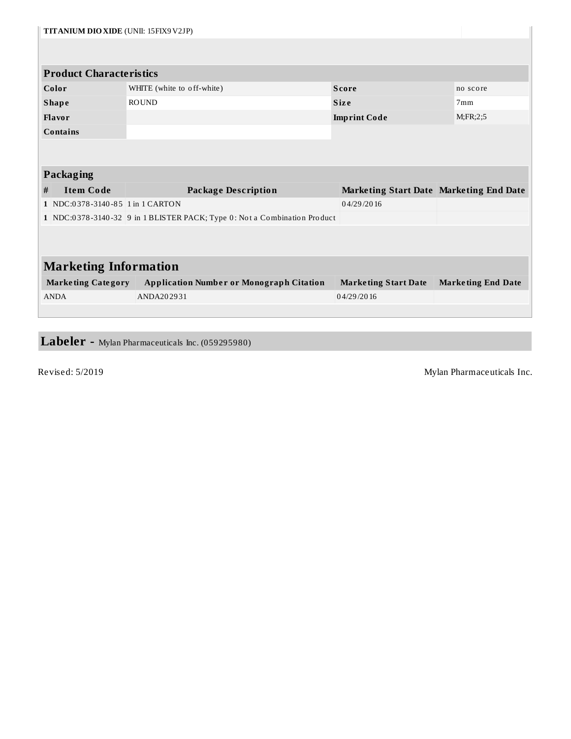| | |
|---|---|
| **TITANIUM DIOXIDE** (UNII: 15FIX9V2JP) | |

| Product Characteristics | | | |
|---|---|---|---|
| **Color** | WHITE (white to off-white) | **Score** | no score |
| **Shape** | ROUND | **Size** | 7mm |
| **Flavor** | | **Imprint Code** | M;FR;2;5 |
| **Contains** | | | |

**Packaging**

| # | Item Code | Package Description | Marketing Start Date | Marketing End Date |
|---|---|---|---|---|
| 1 | NDC:0378-3140-85 | 1 in 1 CARTON | 04/29/2016 | |
| 1 | NDC:0378-3140-32 | 9 in 1 BLISTER PACK; Type 0: Not a Combination Product | | |

**Marketing Information**

| Marketing Category | Application Number or Monograph Citation | Marketing Start Date | Marketing End Date |
|---|---|---|---|
| ANDA | ANDA202931 | 04/29/2016 | |

## Labeler - Mylan Pharmaceuticals Inc. (059295980)

Revised: 5/2019

Mylan Pharmaceuticals Inc.